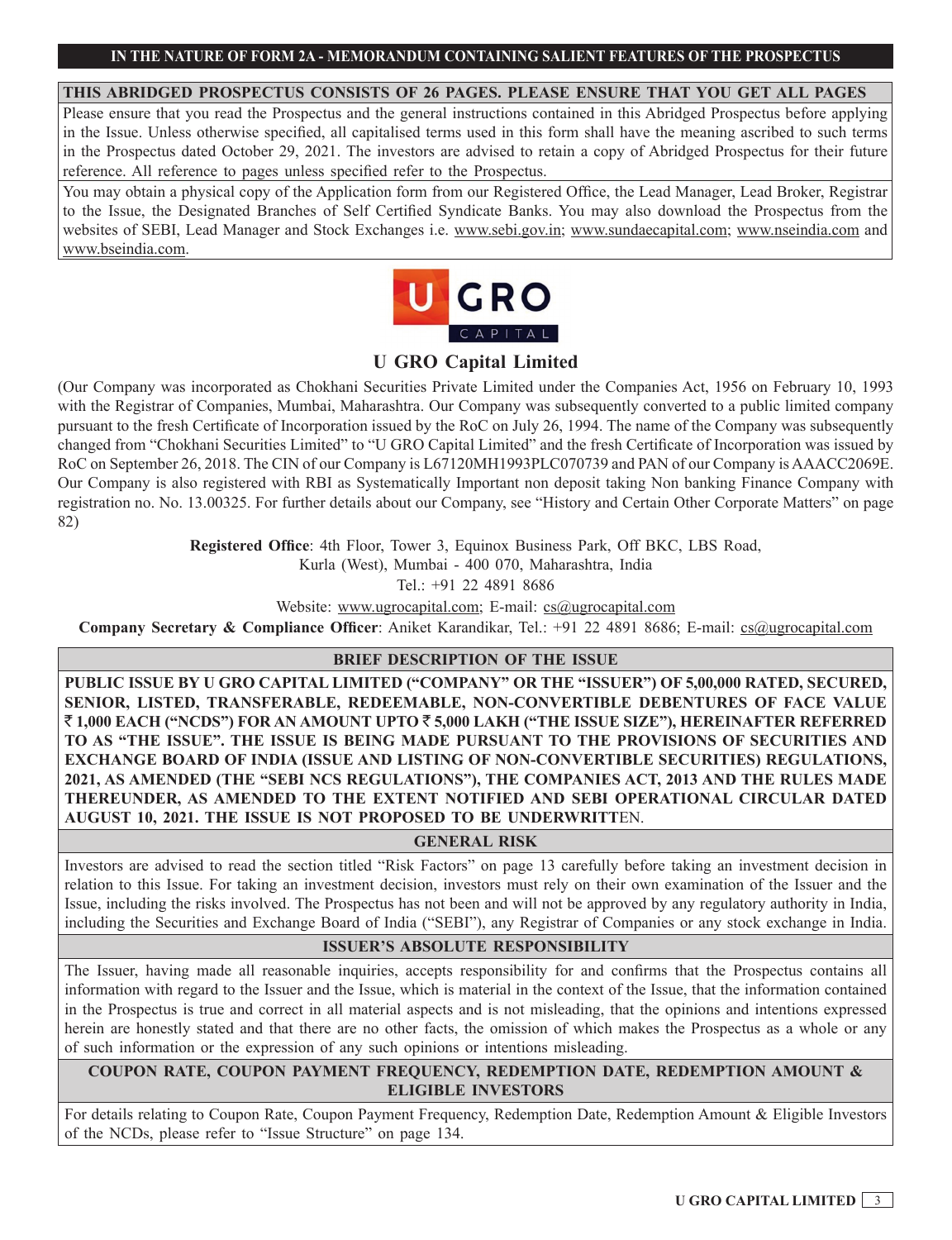**IN THE NATURE OF FORM 2A - MEMORANDUM CONTAINING SALIENT FEATURES OF THE PROSPECTUS**

**THIS ABRIDGED PROSPECTUS CONSISTS OF 26 PAGES. PLEASE ENSURE THAT YOU GET ALL PAGES**

Please ensure that you read the Prospectus and the general instructions contained in this Abridged Prospectus before applying in the Issue. Unless otherwise specified, all capitalised terms used in this form shall have the meaning ascribed to such terms in the Prospectus dated October 29, 2021. The investors are advised to retain a copy of Abridged Prospectus for their future reference. All reference to pages unless specified refer to the Prospectus.

You may obtain a physical copy of the Application form from our Registered Office, the Lead Manager, Lead Broker, Registrar to the Issue, the Designated Branches of Self Certified Syndicate Banks. You may also download the Prospectus from the websites of SEBI, Lead Manager and Stock Exchanges i.e. www.sebi.gov.in; www.sundaecapital.com; www.nseindia.com and www.bseindia.com.

U GRO CAPITAL

# U GRO Capital Limited

(Our Company was incorporated as Chokhani Securities Private Limited under the Companies Act, 1956 on February 10, 1993 with the Registrar of Companies, Mumbai, Maharashtra. Our Company was subsequently converted to a public limited company pursuant to the fresh Certificate of Incorporation issued by the RoC on July 26, 1994. The name of the Company was subsequently changed from "Chokhani Securities Limited" to "U GRO Capital Limited" and the fresh Certificate of Incorporation was issued by RoC on September 26, 2018. The CIN of our Company is L67120MH1993PLC070739 and PAN of our Company is AAACC2069E. Our Company is also registered with RBI as Systematically Important non deposit taking Non banking Finance Company with registration no. No. 13.00325. For further details about our Company, see "History and Certain Other Corporate Matters" on page 82)

**Registered Office**: 4th Floor, Tower 3, Equinox Business Park, Off BKC, LBS Road, Kurla (West), Mumbai - 400 070, Maharashtra, India
Tel.: +91 22 4891 8686
Website: www.ugrocapital.com; E-mail: cs@ugrocapital.com

**Company Secretary & Compliance Officer**: Aniket Karandikar, Tel.: +91 22 4891 8686; E-mail: cs@ugrocapital.com

## BRIEF DESCRIPTION OF THE ISSUE

**PUBLIC ISSUE BY U GRO CAPITAL LIMITED ("COMPANY" OR THE "ISSUER") OF 5,00,000 RATED, SECURED, SENIOR, LISTED, TRANSFERABLE, REDEEMABLE, NON-CONVERTIBLE DEBENTURES OF FACE VALUE ₹ 1,000 EACH ("NCDS") FOR AN AMOUNT UPTO ₹ 5,000 LAKH ("THE ISSUE SIZE"), HEREINAFTER REFERRED TO AS "THE ISSUE". THE ISSUE IS BEING MADE PURSUANT TO THE PROVISIONS OF SECURITIES AND EXCHANGE BOARD OF INDIA (ISSUE AND LISTING OF NON-CONVERTIBLE SECURITIES) REGULATIONS, 2021, AS AMENDED (THE "SEBI NCS REGULATIONS"), THE COMPANIES ACT, 2013 AND THE RULES MADE THEREUNDER, AS AMENDED TO THE EXTENT NOTIFIED AND SEBI OPERATIONAL CIRCULAR DATED AUGUST 10, 2021. THE ISSUE IS NOT PROPOSED TO BE UNDERWRITT**EN.

## GENERAL RISK

Investors are advised to read the section titled "Risk Factors" on page 13 carefully before taking an investment decision in relation to this Issue. For taking an investment decision, investors must rely on their own examination of the Issuer and the Issue, including the risks involved. The Prospectus has not been and will not be approved by any regulatory authority in India, including the Securities and Exchange Board of India ("SEBI"), any Registrar of Companies or any stock exchange in India.

## ISSUER'S ABSOLUTE RESPONSIBILITY

The Issuer, having made all reasonable inquiries, accepts responsibility for and confirms that the Prospectus contains all information with regard to the Issuer and the Issue, which is material in the context of the Issue, that the information contained in the Prospectus is true and correct in all material aspects and is not misleading, that the opinions and intentions expressed herein are honestly stated and that there are no other facts, the omission of which makes the Prospectus as a whole or any of such information or the expression of any such opinions or intentions misleading.

## COUPON RATE, COUPON PAYMENT FREQUENCY, REDEMPTION DATE, REDEMPTION AMOUNT & ELIGIBLE INVESTORS

For details relating to Coupon Rate, Coupon Payment Frequency, Redemption Date, Redemption Amount & Eligible Investors of the NCDs, please refer to "Issue Structure" on page 134.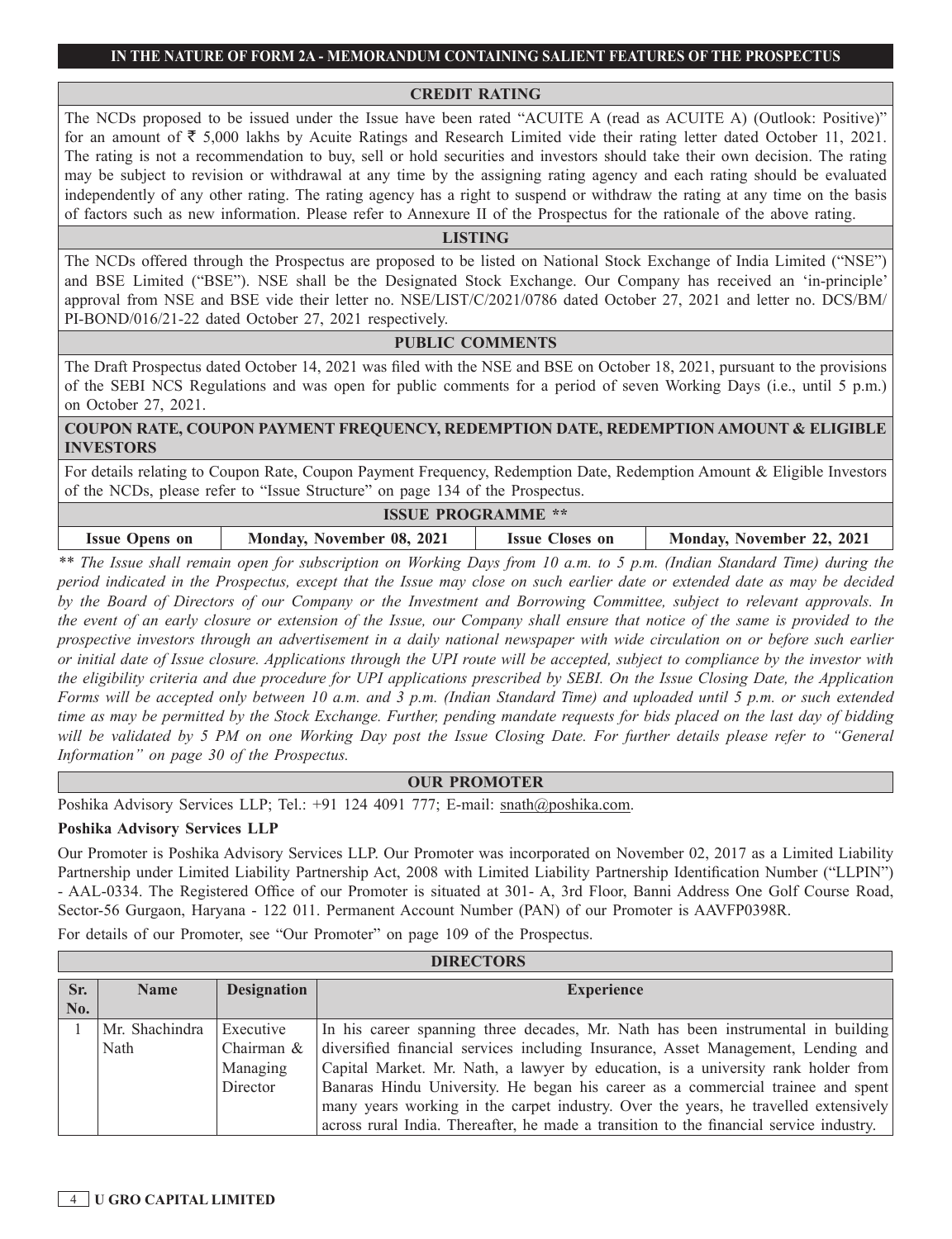**IN THE NATURE OF FORM 2A - MEMORANDUM CONTAINING SALIENT FEATURES OF THE PROSPECTUS**

## CREDIT RATING

The NCDs proposed to be issued under the Issue have been rated "ACUITE A (read as ACUITE A) (Outlook: Positive)" for an amount of ₹ 5,000 lakhs by Acuite Ratings and Research Limited vide their rating letter dated October 11, 2021. The rating is not a recommendation to buy, sell or hold securities and investors should take their own decision. The rating may be subject to revision or withdrawal at any time by the assigning rating agency and each rating should be evaluated independently of any other rating. The rating agency has a right to suspend or withdraw the rating at any time on the basis of factors such as new information. Please refer to Annexure II of the Prospectus for the rationale of the above rating.

## LISTING

The NCDs offered through the Prospectus are proposed to be listed on National Stock Exchange of India Limited ("NSE") and BSE Limited ("BSE"). NSE shall be the Designated Stock Exchange. Our Company has received an 'in-principle' approval from NSE and BSE vide their letter no. NSE/LIST/C/2021/0786 dated October 27, 2021 and letter no. DCS/BM/PI-BOND/016/21-22 dated October 27, 2021 respectively.

## PUBLIC COMMENTS

The Draft Prospectus dated October 14, 2021 was filed with the NSE and BSE on October 18, 2021, pursuant to the provisions of the SEBI NCS Regulations and was open for public comments for a period of seven Working Days (i.e., until 5 p.m.) on October 27, 2021.

## COUPON RATE, COUPON PAYMENT FREQUENCY, REDEMPTION DATE, REDEMPTION AMOUNT & ELIGIBLE INVESTORS

For details relating to Coupon Rate, Coupon Payment Frequency, Redemption Date, Redemption Amount & Eligible Investors of the NCDs, please refer to "Issue Structure" on page 134 of the Prospectus.

## ISSUE PROGRAMME **

| Issue Opens on | Monday, November 08, 2021 | Issue Closes on | Monday, November 22, 2021 |
|---|---|---|---|

*** The Issue shall remain open for subscription on Working Days from 10 a.m. to 5 p.m. (Indian Standard Time) during the period indicated in the Prospectus, except that the Issue may close on such earlier date or extended date as may be decided by the Board of Directors of our Company or the Investment and Borrowing Committee, subject to relevant approvals. In the event of an early closure or extension of the Issue, our Company shall ensure that notice of the same is provided to the prospective investors through an advertisement in a daily national newspaper with wide circulation on or before such earlier or initial date of Issue closure. Applications through the UPI route will be accepted, subject to compliance by the investor with the eligibility criteria and due procedure for UPI applications prescribed by SEBI. On the Issue Closing Date, the Application Forms will be accepted only between 10 a.m. and 3 p.m. (Indian Standard Time) and uploaded until 5 p.m. or such extended time as may be permitted by the Stock Exchange. Further, pending mandate requests for bids placed on the last day of bidding will be validated by 5 PM on one Working Day post the Issue Closing Date. For further details please refer to "General Information" on page 30 of the Prospectus.*

## OUR PROMOTER

Poshika Advisory Services LLP; Tel.: +91 124 4091 777; E-mail: snath@poshika.com.

**Poshika Advisory Services LLP**

Our Promoter is Poshika Advisory Services LLP. Our Promoter was incorporated on November 02, 2017 as a Limited Liability Partnership under Limited Liability Partnership Act, 2008 with Limited Liability Partnership Identification Number ("LLPIN") - AAL-0334. The Registered Office of our Promoter is situated at 301- A, 3rd Floor, Banni Address One Golf Course Road, Sector-56 Gurgaon, Haryana - 122 011. Permanent Account Number (PAN) of our Promoter is AAVFP0398R.

For details of our Promoter, see "Our Promoter" on page 109 of the Prospectus.

## DIRECTORS

| Sr. No. | Name | Designation | Experience |
|---|---|---|---|
| 1 | Mr. Shachindra Nath | Executive Chairman & Managing Director | In his career spanning three decades, Mr. Nath has been instrumental in building diversified financial services including Insurance, Asset Management, Lending and Capital Market. Mr. Nath, a lawyer by education, is a university rank holder from Banaras Hindu University. He began his career as a commercial trainee and spent many years working in the carpet industry. Over the years, he travelled extensively across rural India. Thereafter, he made a transition to the financial service industry. |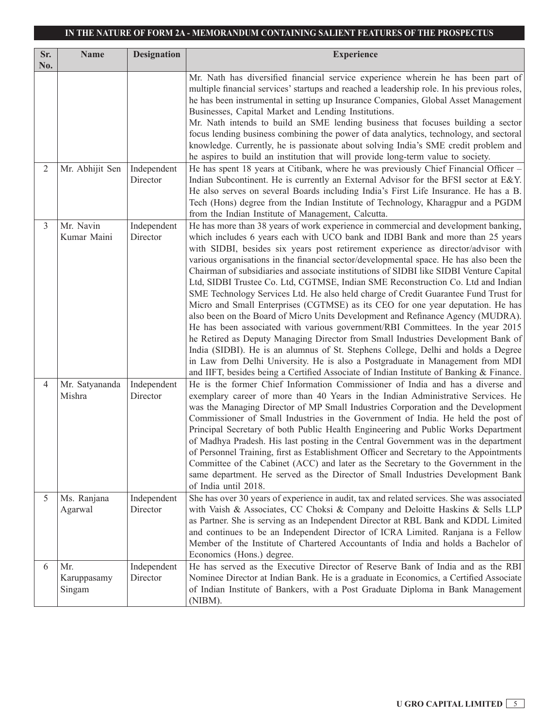**IN THE NATURE OF FORM 2A - MEMORANDUM CONTAINING SALIENT FEATURES OF THE PROSPECTUS**

| Sr. No. | Name | Designation | Experience |
|---|---|---|---|
| | | | Mr. Nath has diversified financial service experience wherein he has been part of multiple financial services' startups and reached a leadership role. In his previous roles, he has been instrumental in setting up Insurance Companies, Global Asset Management Businesses, Capital Market and Lending Institutions. Mr. Nath intends to build an SME lending business that focuses building a sector focus lending business combining the power of data analytics, technology, and sectoral knowledge. Currently, he is passionate about solving India's SME credit problem and he aspires to build an institution that will provide long-term value to society. |
| 2 | Mr. Abhijit Sen | Independent Director | He has spent 18 years at Citibank, where he was previously Chief Financial Officer – Indian Subcontinent. He is currently an External Advisor for the BFSI sector at E&Y. He also serves on several Boards including India's First Life Insurance. He has a B. Tech (Hons) degree from the Indian Institute of Technology, Kharagpur and a PGDM from the Indian Institute of Management, Calcutta. |
| 3 | Mr. Navin Kumar Maini | Independent Director | He has more than 38 years of work experience in commercial and development banking, which includes 6 years each with UCO bank and IDBI Bank and more than 25 years with SIDBI, besides six years post retirement experience as director/advisor with various organisations in the financial sector/developmental space. He has also been the Chairman of subsidiaries and associate institutions of SIDBI like SIDBI Venture Capital Ltd, SIDBI Trustee Co. Ltd, CGTMSE, Indian SME Reconstruction Co. Ltd and Indian SME Technology Services Ltd. He also held charge of Credit Guarantee Fund Trust for Micro and Small Enterprises (CGTMSE) as its CEO for one year deputation. He has also been on the Board of Micro Units Development and Refinance Agency (MUDRA). He has been associated with various government/RBI Committees. In the year 2015 he Retired as Deputy Managing Director from Small Industries Development Bank of India (SIDBI). He is an alumnus of St. Stephens College, Delhi and holds a Degree in Law from Delhi University. He is also a Postgraduate in Management from MDI and IIFT, besides being a Certified Associate of Indian Institute of Banking & Finance. |
| 4 | Mr. Satyananda Mishra | Independent Director | He is the former Chief Information Commissioner of India and has a diverse and exemplary career of more than 40 Years in the Indian Administrative Services. He was the Managing Director of MP Small Industries Corporation and the Development Commissioner of Small Industries in the Government of India. He held the post of Principal Secretary of both Public Health Engineering and Public Works Department of Madhya Pradesh. His last posting in the Central Government was in the department of Personnel Training, first as Establishment Officer and Secretary to the Appointments Committee of the Cabinet (ACC) and later as the Secretary to the Government in the same department. He served as the Director of Small Industries Development Bank of India until 2018. |
| 5 | Ms. Ranjana Agarwal | Independent Director | She has over 30 years of experience in audit, tax and related services. She was associated with Vaish & Associates, CC Choksi & Company and Deloitte Haskins & Sells LLP as Partner. She is serving as an Independent Director at RBL Bank and KDDL Limited and continues to be an Independent Director of ICRA Limited. Ranjana is a Fellow Member of the Institute of Chartered Accountants of India and holds a Bachelor of Economics (Hons.) degree. |
| 6 | Mr. Karuppasamy Singam | Independent Director | He has served as the Executive Director of Reserve Bank of India and as the RBI Nominee Director at Indian Bank. He is a graduate in Economics, a Certified Associate of Indian Institute of Bankers, with a Post Graduate Diploma in Bank Management (NIBM). |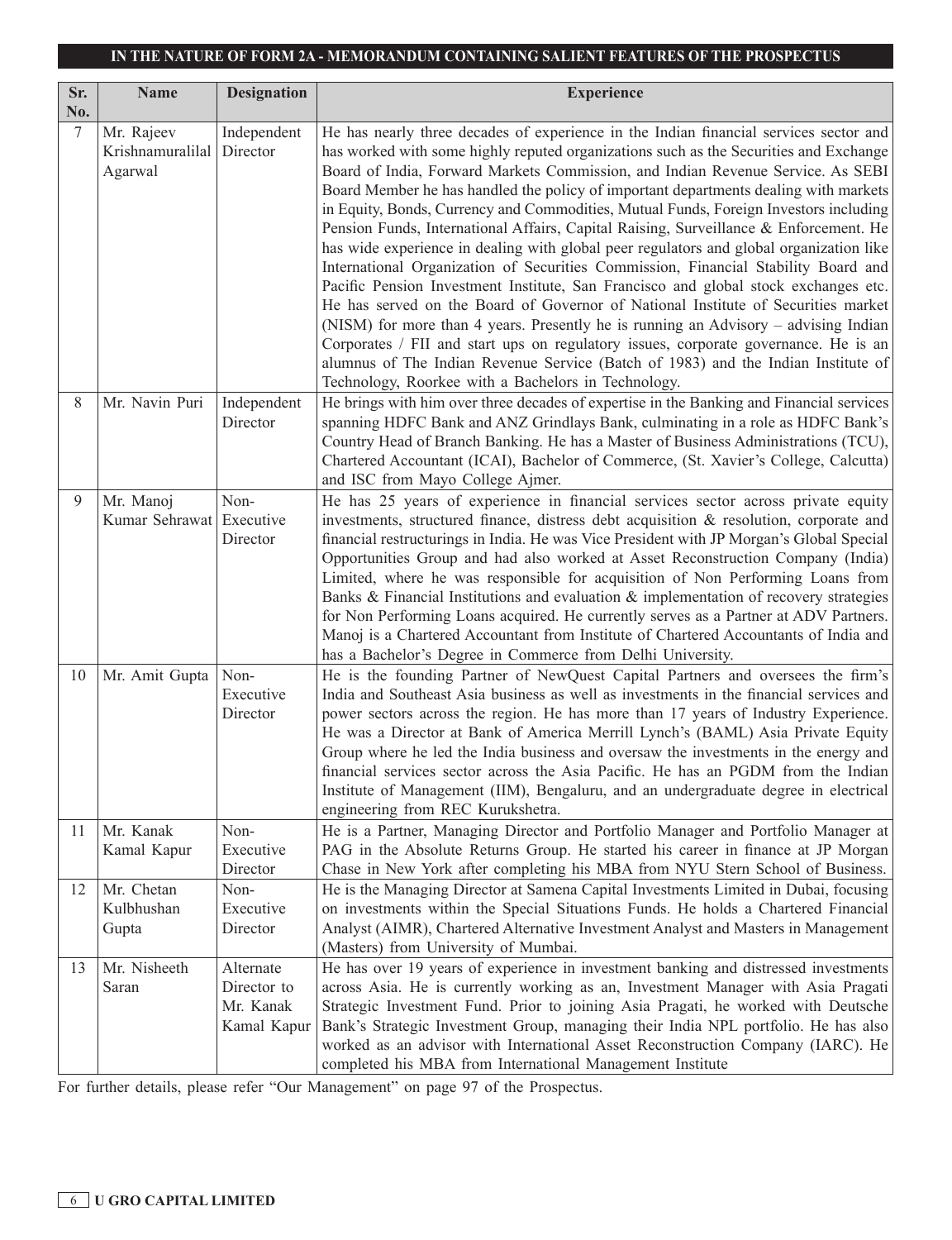**IN THE NATURE OF FORM 2A - MEMORANDUM CONTAINING SALIENT FEATURES OF THE PROSPECTUS**

| Sr. No. | Name | Designation | Experience |
|---|---|---|---|
| 7 | Mr. Rajeev Krishnamuralilal Agarwal | Independent Director | He has nearly three decades of experience in the Indian financial services sector and has worked with some highly reputed organizations such as the Securities and Exchange Board of India, Forward Markets Commission, and Indian Revenue Service. As SEBI Board Member he has handled the policy of important departments dealing with markets in Equity, Bonds, Currency and Commodities, Mutual Funds, Foreign Investors including Pension Funds, International Affairs, Capital Raising, Surveillance & Enforcement. He has wide experience in dealing with global peer regulators and global organization like International Organization of Securities Commission, Financial Stability Board and Pacific Pension Investment Institute, San Francisco and global stock exchanges etc. He has served on the Board of Governor of National Institute of Securities market (NISM) for more than 4 years. Presently he is running an Advisory – advising Indian Corporates / FII and start ups on regulatory issues, corporate governance. He is an alumnus of The Indian Revenue Service (Batch of 1983) and the Indian Institute of Technology, Roorkee with a Bachelors in Technology. |
| 8 | Mr. Navin Puri | Independent Director | He brings with him over three decades of expertise in the Banking and Financial services spanning HDFC Bank and ANZ Grindlays Bank, culminating in a role as HDFC Bank's Country Head of Branch Banking. He has a Master of Business Administrations (TCU), Chartered Accountant (ICAI), Bachelor of Commerce, (St. Xavier's College, Calcutta) and ISC from Mayo College Ajmer. |
| 9 | Mr. Manoj Kumar Sehrawat | Non-Executive Director | He has 25 years of experience in financial services sector across private equity investments, structured finance, distress debt acquisition & resolution, corporate and financial restructurings in India. He was Vice President with JP Morgan's Global Special Opportunities Group and had also worked at Asset Reconstruction Company (India) Limited, where he was responsible for acquisition of Non Performing Loans from Banks & Financial Institutions and evaluation & implementation of recovery strategies for Non Performing Loans acquired. He currently serves as a Partner at ADV Partners. Manoj is a Chartered Accountant from Institute of Chartered Accountants of India and has a Bachelor's Degree in Commerce from Delhi University. |
| 10 | Mr. Amit Gupta | Non-Executive Director | He is the founding Partner of NewQuest Capital Partners and oversees the firm's India and Southeast Asia business as well as investments in the financial services and power sectors across the region. He has more than 17 years of Industry Experience. He was a Director at Bank of America Merrill Lynch's (BAML) Asia Private Equity Group where he led the India business and oversaw the investments in the energy and financial services sector across the Asia Pacific. He has an PGDM from the Indian Institute of Management (IIM), Bengaluru, and an undergraduate degree in electrical engineering from REC Kurukshetra. |
| 11 | Mr. Kanak Kamal Kapur | Non-Executive Director | He is a Partner, Managing Director and Portfolio Manager and Portfolio Manager at PAG in the Absolute Returns Group. He started his career in finance at JP Morgan Chase in New York after completing his MBA from NYU Stern School of Business. |
| 12 | Mr. Chetan Kulbhushan Gupta | Non-Executive Director | He is the Managing Director at Samena Capital Investments Limited in Dubai, focusing on investments within the Special Situations Funds. He holds a Chartered Financial Analyst (AIMR), Chartered Alternative Investment Analyst and Masters in Management (Masters) from University of Mumbai. |
| 13 | Mr. Nisheeth Saran | Alternate Director to Mr. Kanak Kamal Kapur | He has over 19 years of experience in investment banking and distressed investments across Asia. He is currently working as an, Investment Manager with Asia Pragati Strategic Investment Fund. Prior to joining Asia Pragati, he worked with Deutsche Bank's Strategic Investment Group, managing their India NPL portfolio. He has also worked as an advisor with International Asset Reconstruction Company (IARC). He completed his MBA from International Management Institute |

For further details, please refer "Our Management" on page 97 of the Prospectus.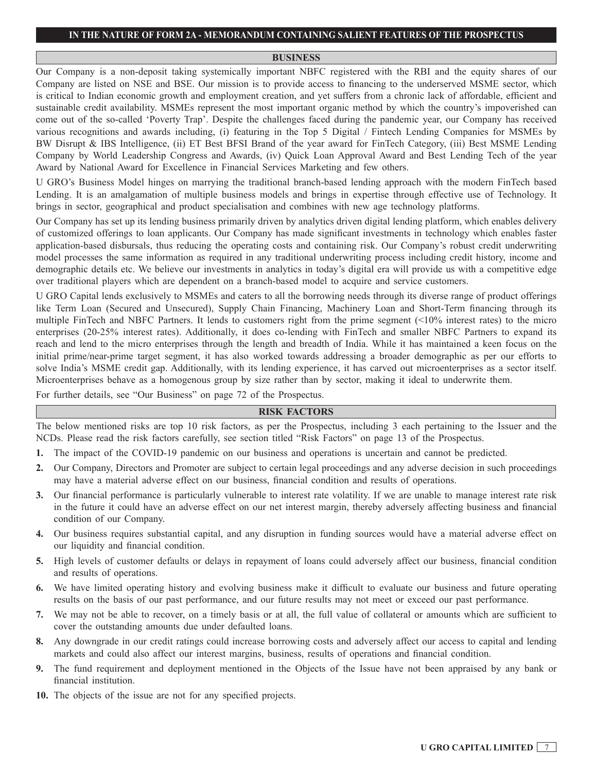**IN THE NATURE OF FORM 2A - MEMORANDUM CONTAINING SALIENT FEATURES OF THE PROSPECTUS**

## BUSINESS

Our Company is a non-deposit taking systemically important NBFC registered with the RBI and the equity shares of our Company are listed on NSE and BSE. Our mission is to provide access to financing to the underserved MSME sector, which is critical to Indian economic growth and employment creation, and yet suffers from a chronic lack of affordable, efficient and sustainable credit availability. MSMEs represent the most important organic method by which the country's impoverished can come out of the so-called 'Poverty Trap'. Despite the challenges faced during the pandemic year, our Company has received various recognitions and awards including, (i) featuring in the Top 5 Digital / Fintech Lending Companies for MSMEs by BW Disrupt & IBS Intelligence, (ii) ET Best BFSI Brand of the year award for FinTech Category, (iii) Best MSME Lending Company by World Leadership Congress and Awards, (iv) Quick Loan Approval Award and Best Lending Tech of the year Award by National Award for Excellence in Financial Services Marketing and few others.

U GRO's Business Model hinges on marrying the traditional branch-based lending approach with the modern FinTech based Lending. It is an amalgamation of multiple business models and brings in expertise through effective use of Technology. It brings in sector, geographical and product specialisation and combines with new age technology platforms.

Our Company has set up its lending business primarily driven by analytics driven digital lending platform, which enables delivery of customized offerings to loan applicants. Our Company has made significant investments in technology which enables faster application-based disbursals, thus reducing the operating costs and containing risk. Our Company's robust credit underwriting model processes the same information as required in any traditional underwriting process including credit history, income and demographic details etc. We believe our investments in analytics in today's digital era will provide us with a competitive edge over traditional players which are dependent on a branch-based model to acquire and service customers.

U GRO Capital lends exclusively to MSMEs and caters to all the borrowing needs through its diverse range of product offerings like Term Loan (Secured and Unsecured), Supply Chain Financing, Machinery Loan and Short-Term financing through its multiple FinTech and NBFC Partners. It lends to customers right from the prime segment (<10% interest rates) to the micro enterprises (20-25% interest rates). Additionally, it does co-lending with FinTech and smaller NBFC Partners to expand its reach and lend to the micro enterprises through the length and breadth of India. While it has maintained a keen focus on the initial prime/near-prime target segment, it has also worked towards addressing a broader demographic as per our efforts to solve India's MSME credit gap. Additionally, with its lending experience, it has carved out microenterprises as a sector itself. Microenterprises behave as a homogenous group by size rather than by sector, making it ideal to underwrite them.

For further details, see "Our Business" on page 72 of the Prospectus.

## RISK FACTORS

The below mentioned risks are top 10 risk factors, as per the Prospectus, including 3 each pertaining to the Issuer and the NCDs. Please read the risk factors carefully, see section titled "Risk Factors" on page 13 of the Prospectus.

1. The impact of the COVID-19 pandemic on our business and operations is uncertain and cannot be predicted.
2. Our Company, Directors and Promoter are subject to certain legal proceedings and any adverse decision in such proceedings may have a material adverse effect on our business, financial condition and results of operations.
3. Our financial performance is particularly vulnerable to interest rate volatility. If we are unable to manage interest rate risk in the future it could have an adverse effect on our net interest margin, thereby adversely affecting business and financial condition of our Company.
4. Our business requires substantial capital, and any disruption in funding sources would have a material adverse effect on our liquidity and financial condition.
5. High levels of customer defaults or delays in repayment of loans could adversely affect our business, financial condition and results of operations.
6. We have limited operating history and evolving business make it difficult to evaluate our business and future operating results on the basis of our past performance, and our future results may not meet or exceed our past performance.
7. We may not be able to recover, on a timely basis or at all, the full value of collateral or amounts which are sufficient to cover the outstanding amounts due under defaulted loans.
8. Any downgrade in our credit ratings could increase borrowing costs and adversely affect our access to capital and lending markets and could also affect our interest margins, business, results of operations and financial condition.
9. The fund requirement and deployment mentioned in the Objects of the Issue have not been appraised by any bank or financial institution.
10. The objects of the issue are not for any specified projects.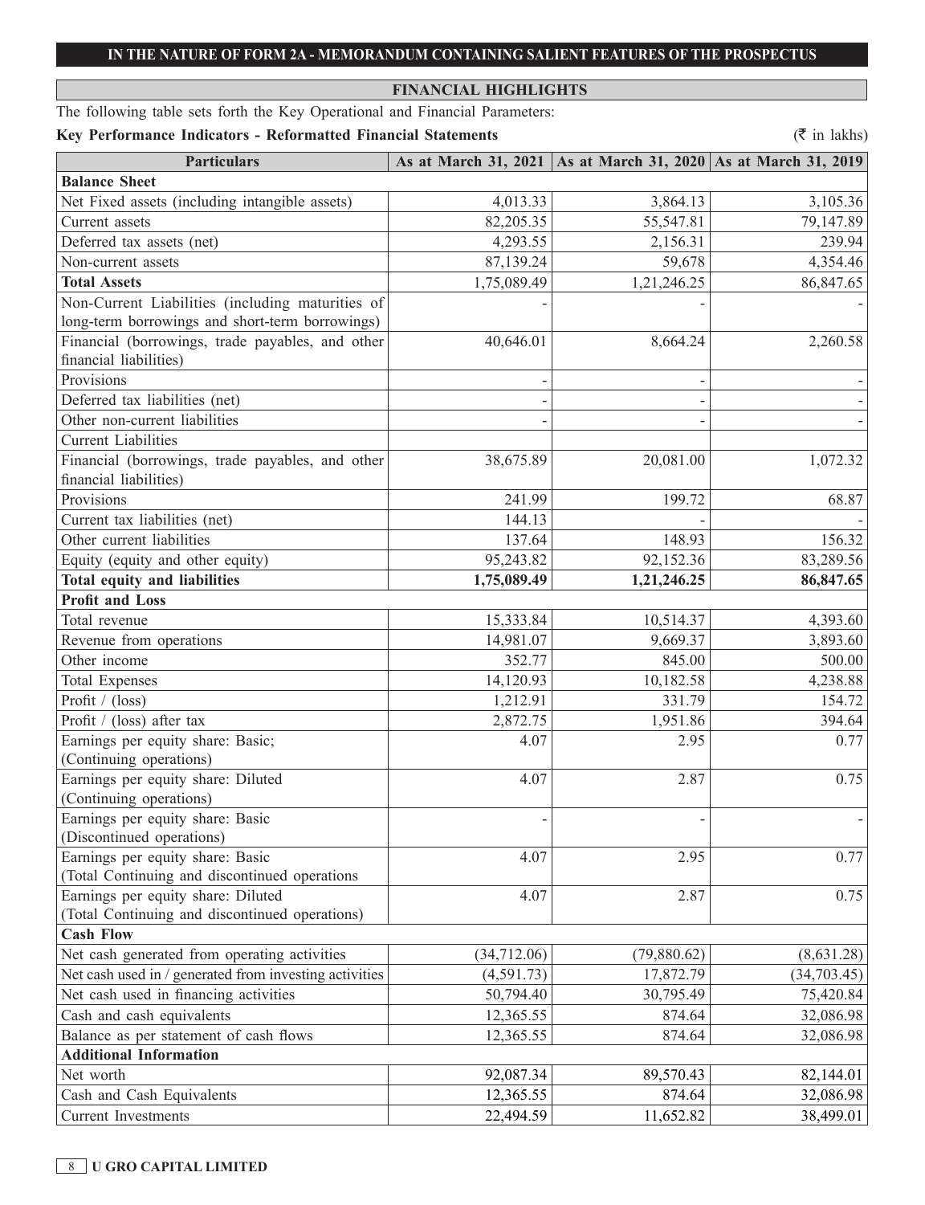## FINANCIAL HIGHLIGHTS

The following table sets forth the Key Operational and Financial Parameters:

**Key Performance Indicators - Reformatted Financial Statements** (₹ in lakhs)

| Particulars | As at March 31, 2021 | As at March 31, 2020 | As at March 31, 2019 |
|---|---|---|---|
| **Balance Sheet** | | | |
| Net Fixed assets (including intangible assets) | 4,013.33 | 3,864.13 | 3,105.36 |
| Current assets | 82,205.35 | 55,547.81 | 79,147.89 |
| Deferred tax assets (net) | 4,293.55 | 2,156.31 | 239.94 |
| Non-current assets | 87,139.24 | 59,678 | 4,354.46 |
| **Total Assets** | 1,75,089.49 | 1,21,246.25 | 86,847.65 |
| Non-Current Liabilities (including maturities of long-term borrowings and short-term borrowings) | - | - | - |
| Financial (borrowings, trade payables, and other financial liabilities) | 40,646.01 | 8,664.24 | 2,260.58 |
| Provisions | - | - | - |
| Deferred tax liabilities (net) | - | - | - |
| Other non-current liabilities | - | - | - |
| Current Liabilities | | | |
| Financial (borrowings, trade payables, and other financial liabilities) | 38,675.89 | 20,081.00 | 1,072.32 |
| Provisions | 241.99 | 199.72 | 68.87 |
| Current tax liabilities (net) | 144.13 | - | - |
| Other current liabilities | 137.64 | 148.93 | 156.32 |
| Equity (equity and other equity) | 95,243.82 | 92,152.36 | 83,289.56 |
| **Total equity and liabilities** | **1,75,089.49** | **1,21,246.25** | **86,847.65** |
| **Profit and Loss** | | | |
| Total revenue | 15,333.84 | 10,514.37 | 4,393.60 |
| Revenue from operations | 14,981.07 | 9,669.37 | 3,893.60 |
| Other income | 352.77 | 845.00 | 500.00 |
| Total Expenses | 14,120.93 | 10,182.58 | 4,238.88 |
| Profit / (loss) | 1,212.91 | 331.79 | 154.72 |
| Profit / (loss) after tax | 2,872.75 | 1,951.86 | 394.64 |
| Earnings per equity share: Basic; (Continuing operations) | 4.07 | 2.95 | 0.77 |
| Earnings per equity share: Diluted (Continuing operations) | 4.07 | 2.87 | 0.75 |
| Earnings per equity share: Basic (Discontinued operations) | - | - | - |
| Earnings per equity share: Basic (Total Continuing and discontinued operations | 4.07 | 2.95 | 0.77 |
| Earnings per equity share: Diluted (Total Continuing and discontinued operations) | 4.07 | 2.87 | 0.75 |
| **Cash Flow** | | | |
| Net cash generated from operating activities | (34,712.06) | (79,880.62) | (8,631.28) |
| Net cash used in / generated from investing activities | (4,591.73) | 17,872.79 | (34,703.45) |
| Net cash used in financing activities | 50,794.40 | 30,795.49 | 75,420.84 |
| Cash and cash equivalents | 12,365.55 | 874.64 | 32,086.98 |
| Balance as per statement of cash flows | 12,365.55 | 874.64 | 32,086.98 |
| **Additional Information** | | | |
| Net worth | 92,087.34 | 89,570.43 | 82,144.01 |
| Cash and Cash Equivalents | 12,365.55 | 874.64 | 32,086.98 |
| Current Investments | 22,494.59 | 11,652.82 | 38,499.01 |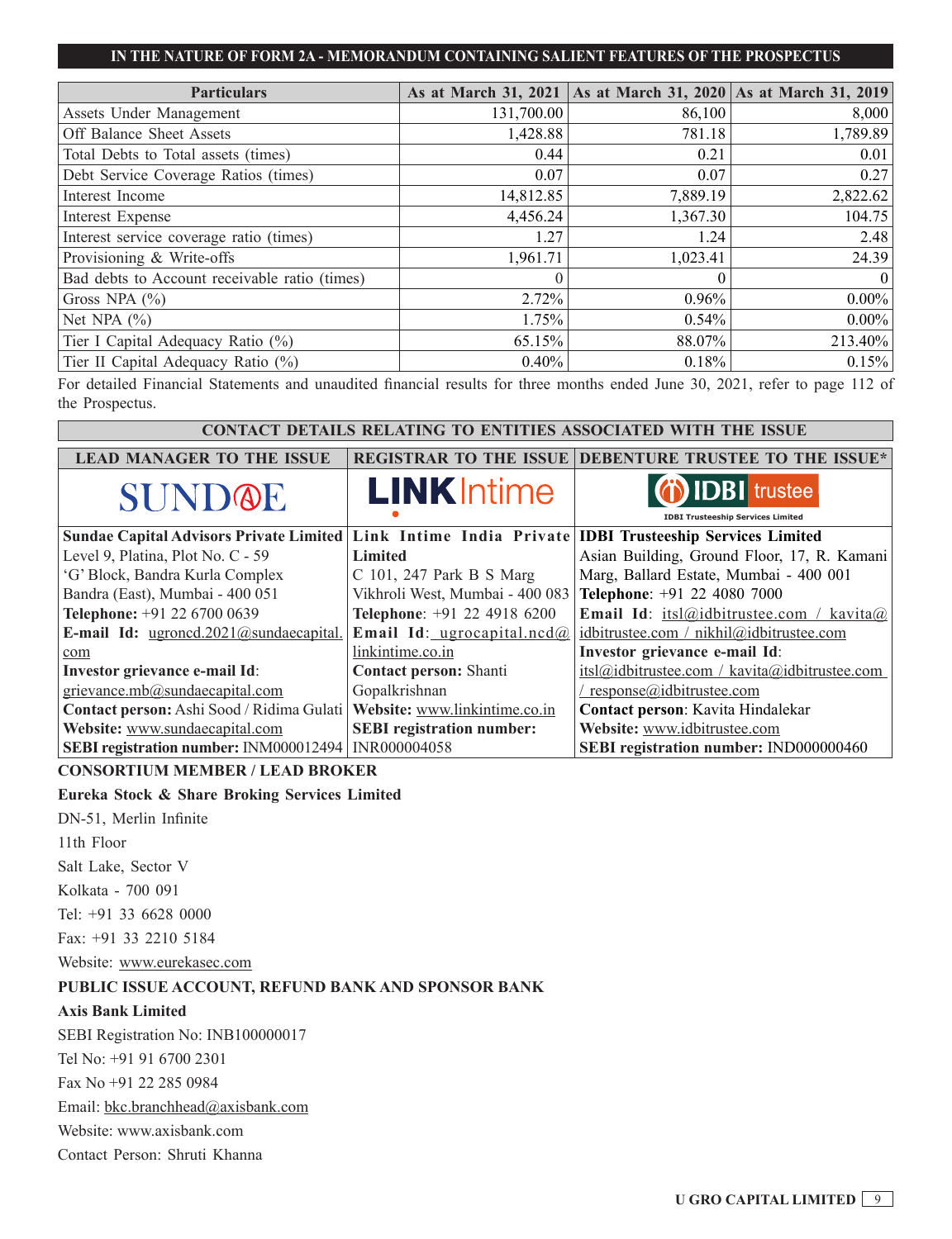## IN THE NATURE OF FORM 2A - MEMORANDUM CONTAINING SALIENT FEATURES OF THE PROSPECTUS

| Particulars | As at March 31, 2021 | As at March 31, 2020 | As at March 31, 2019 |
|---|---|---|---|
| Assets Under Management | 131,700.00 | 86,100 | 8,000 |
| Off Balance Sheet Assets | 1,428.88 | 781.18 | 1,789.89 |
| Total Debts to Total assets (times) | 0.44 | 0.21 | 0.01 |
| Debt Service Coverage Ratios (times) | 0.07 | 0.07 | 0.27 |
| Interest Income | 14,812.85 | 7,889.19 | 2,822.62 |
| Interest Expense | 4,456.24 | 1,367.30 | 104.75 |
| Interest service coverage ratio (times) | 1.27 | 1.24 | 2.48 |
| Provisioning & Write-offs | 1,961.71 | 1,023.41 | 24.39 |
| Bad debts to Account receivable ratio (times) | 0 | 0 | 0 |
| Gross NPA (%) | 2.72% | 0.96% | 0.00% |
| Net NPA (%) | 1.75% | 0.54% | 0.00% |
| Tier I Capital Adequacy Ratio (%) | 65.15% | 88.07% | 213.40% |
| Tier II Capital Adequacy Ratio (%) | 0.40% | 0.18% | 0.15% |

For detailed Financial Statements and unaudited financial results for three months ended June 30, 2021, refer to page 112 of the Prospectus.

## CONTACT DETAILS RELATING TO ENTITIES ASSOCIATED WITH THE ISSUE

| LEAD MANAGER TO THE ISSUE | REGISTRAR TO THE ISSUE | DEBENTURE TRUSTEE TO THE ISSUE* |
|---|---|---|
| SUNDAE | LINKIntime | IDBI trustee<br>IDBI Trusteeship Services Limited |
| **Sundae Capital Advisors Private Limited**<br>Level 9, Platina, Plot No. C - 59<br>'G' Block, Bandra Kurla Complex<br>Bandra (East), Mumbai - 400 051<br>**Telephone:** +91 22 6700 0639<br>**E-mail Id:** ugroncd.2021@sundaecapital.com<br>**Investor grievance e-mail Id**: grievance.mb@sundaecapital.com<br>**Contact person:** Ashi Sood / Ridima Gulati<br>**Website:** www.sundaecapital.com<br>**SEBI registration number:** INM000012494 | **Link Intime India Private Limited**<br>C 101, 247 Park B S Marg<br>Vikhroli West, Mumbai - 400 083<br>**Telephone**: +91 22 4918 6200<br>**Email Id**: ugrocapital.ncd@linkintime.co.in<br>**Contact person:** Shanti Gopalkrishnan<br>**Website:** www.linkintime.co.in<br>**SEBI registration number:** INR000004058 | **IDBI Trusteeship Services Limited**<br>Asian Building, Ground Floor, 17, R. Kamani Marg, Ballard Estate, Mumbai - 400 001<br>**Telephone**: +91 22 4080 7000<br>**Email Id**: itsl@idbitrustee.com / kavita@idbitrustee.com / nikhil@idbitrustee.com<br>**Investor grievance e-mail Id**: itsl@idbitrustee.com / kavita@idbitrustee.com / response@idbitrustee.com<br>**Contact person**: Kavita Hindalekar<br>**Website:** www.idbitrustee.com<br>**SEBI registration number:** IND000000460 |

**CONSORTIUM MEMBER / LEAD BROKER**

**Eureka Stock & Share Broking Services Limited**

DN-51, Merlin Infinite

11th Floor

Salt Lake, Sector V

Kolkata - 700 091

Tel: +91 33 6628 0000

Fax: +91 33 2210 5184

Website: www.eurekasec.com

**PUBLIC ISSUE ACCOUNT, REFUND BANK AND SPONSOR BANK**

**Axis Bank Limited**

SEBI Registration No: INB100000017

Tel No: +91 91 6700 2301

Fax No +91 22 285 0984

Email: bkc.branchhead@axisbank.com

Website: www.axisbank.com

Contact Person: Shruti Khanna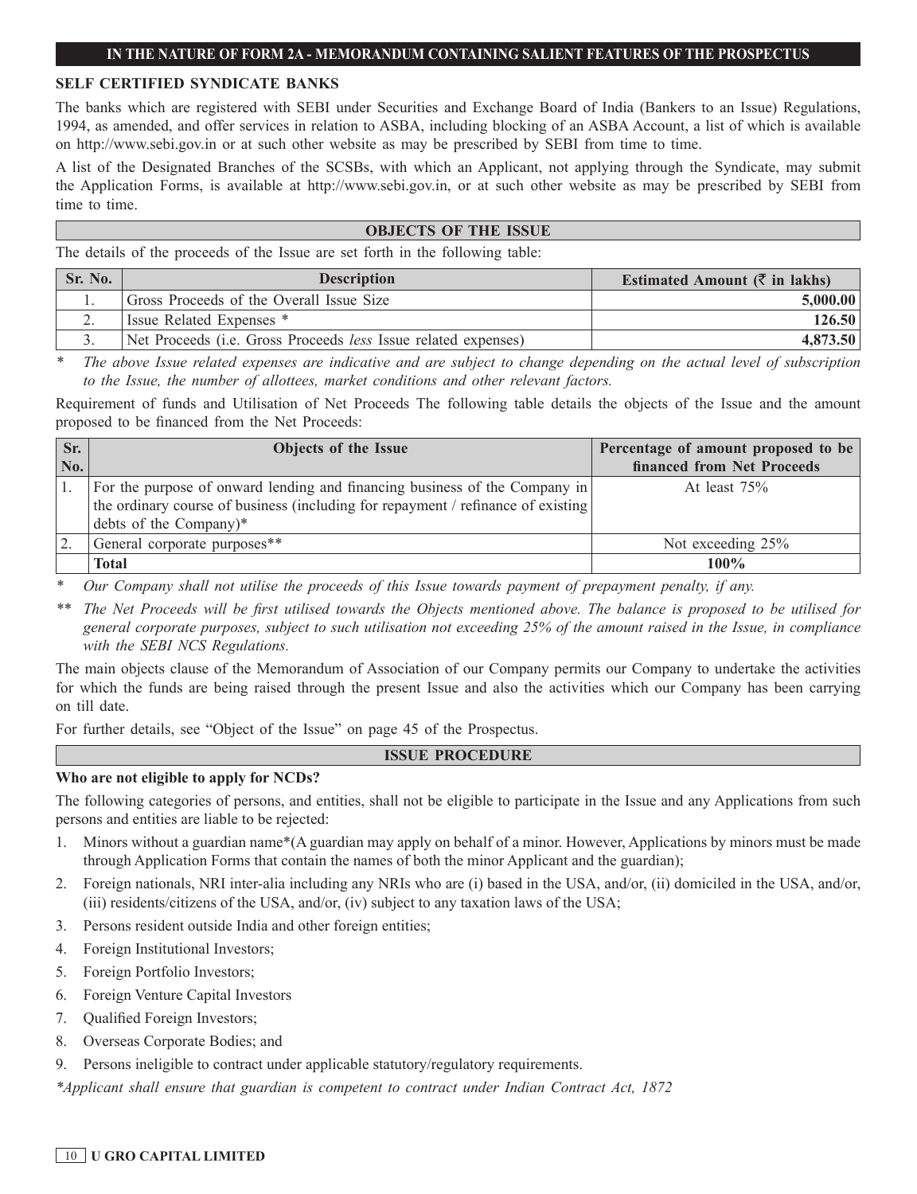## SELF CERTIFIED SYNDICATE BANKS

The banks which are registered with SEBI under Securities and Exchange Board of India (Bankers to an Issue) Regulations, 1994, as amended, and offer services in relation to ASBA, including blocking of an ASBA Account, a list of which is available on http://www.sebi.gov.in or at such other website as may be prescribed by SEBI from time to time.

A list of the Designated Branches of the SCSBs, with which an Applicant, not applying through the Syndicate, may submit the Application Forms, is available at http://www.sebi.gov.in, or at such other website as may be prescribed by SEBI from time to time.

## OBJECTS OF THE ISSUE

The details of the proceeds of the Issue are set forth in the following table:

| Sr. No. | Description | Estimated Amount (₹ in lakhs) |
|---|---|---|
| 1. | Gross Proceeds of the Overall Issue Size | **5,000.00** |
| 2. | Issue Related Expenses * | **126.50** |
| 3. | Net Proceeds (i.e. Gross Proceeds *less* Issue related expenses) | **4,873.50** |

\* *The above Issue related expenses are indicative and are subject to change depending on the actual level of subscription to the Issue, the number of allottees, market conditions and other relevant factors.*

Requirement of funds and Utilisation of Net Proceeds The following table details the objects of the Issue and the amount proposed to be financed from the Net Proceeds:

| Sr. No. | Objects of the Issue | Percentage of amount proposed to be financed from Net Proceeds |
|---|---|---|
| 1. | For the purpose of onward lending and financing business of the Company in the ordinary course of business (including for repayment / refinance of existing debts of the Company)* | At least 75% |
| 2. | General corporate purposes** | Not exceeding 25% |
| | **Total** | **100%** |

\* *Our Company shall not utilise the proceeds of this Issue towards payment of prepayment penalty, if any.*

\*\* *The Net Proceeds will be first utilised towards the Objects mentioned above. The balance is proposed to be utilised for general corporate purposes, subject to such utilisation not exceeding 25% of the amount raised in the Issue, in compliance with the SEBI NCS Regulations.*

The main objects clause of the Memorandum of Association of our Company permits our Company to undertake the activities for which the funds are being raised through the present Issue and also the activities which our Company has been carrying on till date.

For further details, see "Object of the Issue" on page 45 of the Prospectus.

## ISSUE PROCEDURE

**Who are not eligible to apply for NCDs?**

The following categories of persons, and entities, shall not be eligible to participate in the Issue and any Applications from such persons and entities are liable to be rejected:

1. Minors without a guardian name*(A guardian may apply on behalf of a minor. However, Applications by minors must be made through Application Forms that contain the names of both the minor Applicant and the guardian);
2. Foreign nationals, NRI inter-alia including any NRIs who are (i) based in the USA, and/or, (ii) domiciled in the USA, and/or, (iii) residents/citizens of the USA, and/or, (iv) subject to any taxation laws of the USA;
3. Persons resident outside India and other foreign entities;
4. Foreign Institutional Investors;
5. Foreign Portfolio Investors;
6. Foreign Venture Capital Investors
7. Qualified Foreign Investors;
8. Overseas Corporate Bodies; and
9. Persons ineligible to contract under applicable statutory/regulatory requirements.

*\*Applicant shall ensure that guardian is competent to contract under Indian Contract Act, 1872*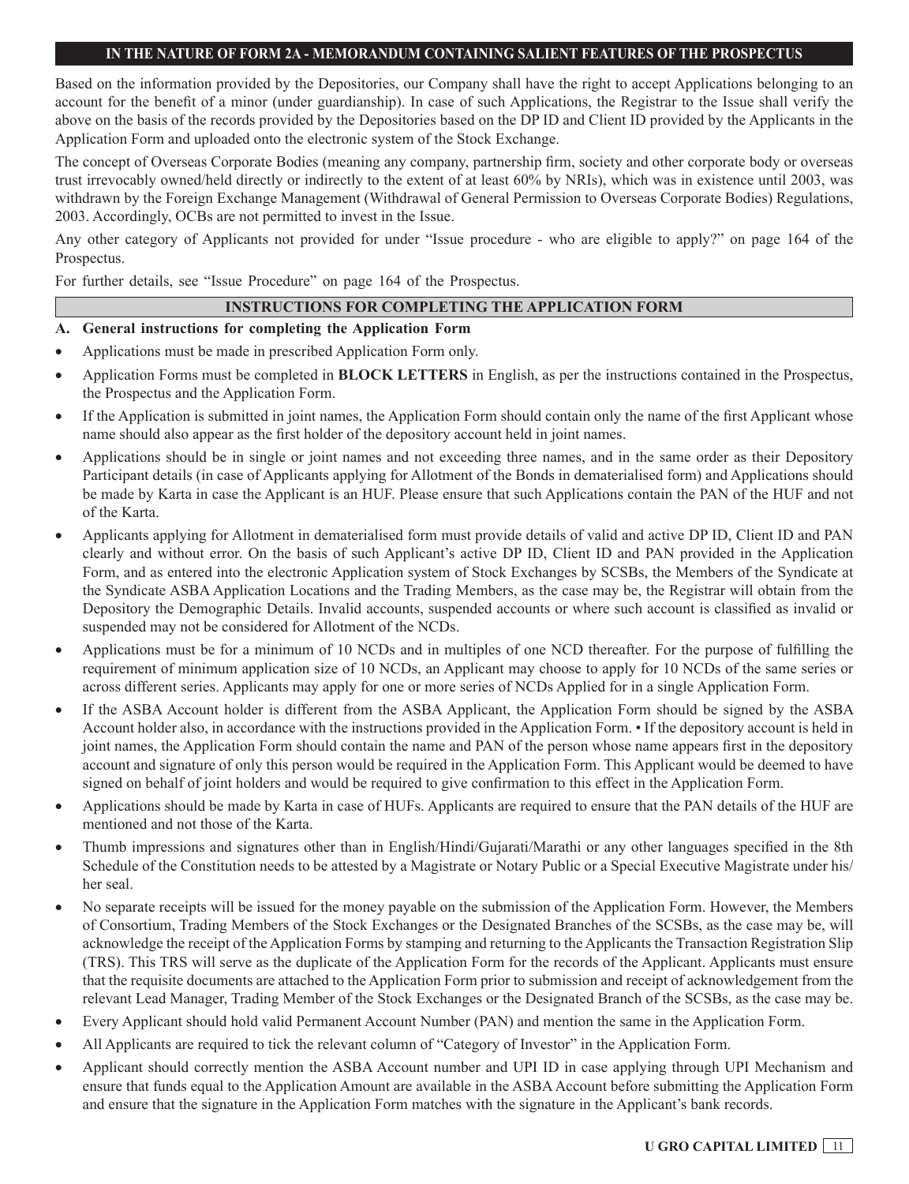Based on the information provided by the Depositories, our Company shall have the right to accept Applications belonging to an account for the benefit of a minor (under guardianship). In case of such Applications, the Registrar to the Issue shall verify the above on the basis of the records provided by the Depositories based on the DP ID and Client ID provided by the Applicants in the Application Form and uploaded onto the electronic system of the Stock Exchange.

The concept of Overseas Corporate Bodies (meaning any company, partnership firm, society and other corporate body or overseas trust irrevocably owned/held directly or indirectly to the extent of at least 60% by NRIs), which was in existence until 2003, was withdrawn by the Foreign Exchange Management (Withdrawal of General Permission to Overseas Corporate Bodies) Regulations, 2003. Accordingly, OCBs are not permitted to invest in the Issue.

Any other category of Applicants not provided for under "Issue procedure - who are eligible to apply?" on page 164 of the Prospectus.

For further details, see "Issue Procedure" on page 164 of the Prospectus.

## INSTRUCTIONS FOR COMPLETING THE APPLICATION FORM

**A. General instructions for completing the Application Form**

- Applications must be made in prescribed Application Form only.
- Application Forms must be completed in **BLOCK LETTERS** in English, as per the instructions contained in the Prospectus, the Prospectus and the Application Form.
- If the Application is submitted in joint names, the Application Form should contain only the name of the first Applicant whose name should also appear as the first holder of the depository account held in joint names.
- Applications should be in single or joint names and not exceeding three names, and in the same order as their Depository Participant details (in case of Applicants applying for Allotment of the Bonds in dematerialised form) and Applications should be made by Karta in case the Applicant is an HUF. Please ensure that such Applications contain the PAN of the HUF and not of the Karta.
- Applicants applying for Allotment in dematerialised form must provide details of valid and active DP ID, Client ID and PAN clearly and without error. On the basis of such Applicant's active DP ID, Client ID and PAN provided in the Application Form, and as entered into the electronic Application system of Stock Exchanges by SCSBs, the Members of the Syndicate at the Syndicate ASBA Application Locations and the Trading Members, as the case may be, the Registrar will obtain from the Depository the Demographic Details. Invalid accounts, suspended accounts or where such account is classified as invalid or suspended may not be considered for Allotment of the NCDs.
- Applications must be for a minimum of 10 NCDs and in multiples of one NCD thereafter. For the purpose of fulfilling the requirement of minimum application size of 10 NCDs, an Applicant may choose to apply for 10 NCDs of the same series or across different series. Applicants may apply for one or more series of NCDs Applied for in a single Application Form.
- If the ASBA Account holder is different from the ASBA Applicant, the Application Form should be signed by the ASBA Account holder also, in accordance with the instructions provided in the Application Form. • If the depository account is held in joint names, the Application Form should contain the name and PAN of the person whose name appears first in the depository account and signature of only this person would be required in the Application Form. This Applicant would be deemed to have signed on behalf of joint holders and would be required to give confirmation to this effect in the Application Form.
- Applications should be made by Karta in case of HUFs. Applicants are required to ensure that the PAN details of the HUF are mentioned and not those of the Karta.
- Thumb impressions and signatures other than in English/Hindi/Gujarati/Marathi or any other languages specified in the 8th Schedule of the Constitution needs to be attested by a Magistrate or Notary Public or a Special Executive Magistrate under his/her seal.
- No separate receipts will be issued for the money payable on the submission of the Application Form. However, the Members of Consortium, Trading Members of the Stock Exchanges or the Designated Branches of the SCSBs, as the case may be, will acknowledge the receipt of the Application Forms by stamping and returning to the Applicants the Transaction Registration Slip (TRS). This TRS will serve as the duplicate of the Application Form for the records of the Applicant. Applicants must ensure that the requisite documents are attached to the Application Form prior to submission and receipt of acknowledgement from the relevant Lead Manager, Trading Member of the Stock Exchanges or the Designated Branch of the SCSBs, as the case may be.
- Every Applicant should hold valid Permanent Account Number (PAN) and mention the same in the Application Form.
- All Applicants are required to tick the relevant column of "Category of Investor" in the Application Form.
- Applicant should correctly mention the ASBA Account number and UPI ID in case applying through UPI Mechanism and ensure that funds equal to the Application Amount are available in the ASBA Account before submitting the Application Form and ensure that the signature in the Application Form matches with the signature in the Applicant's bank records.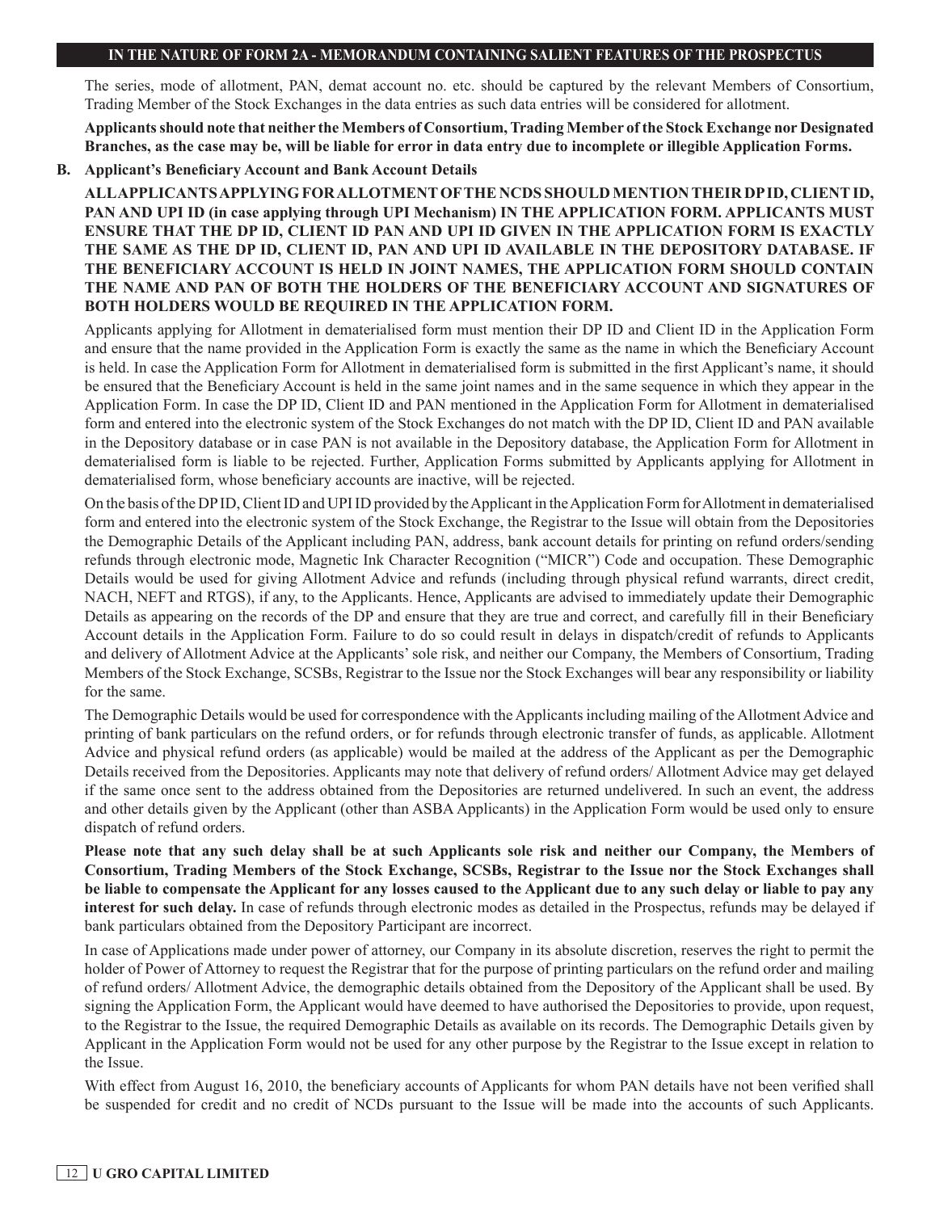The series, mode of allotment, PAN, demat account no. etc. should be captured by the relevant Members of Consortium, Trading Member of the Stock Exchanges in the data entries as such data entries will be considered for allotment.

**Applicants should note that neither the Members of Consortium, Trading Member of the Stock Exchange nor Designated Branches, as the case may be, will be liable for error in data entry due to incomplete or illegible Application Forms.**

**B. Applicant's Beneficiary Account and Bank Account Details**

**ALL APPLICANTS APPLYING FOR ALLOTMENT OF THE NCDS SHOULD MENTION THEIR DP ID, CLIENT ID, PAN AND UPI ID (in case applying through UPI Mechanism) IN THE APPLICATION FORM. APPLICANTS MUST ENSURE THAT THE DP ID, CLIENT ID PAN AND UPI ID GIVEN IN THE APPLICATION FORM IS EXACTLY THE SAME AS THE DP ID, CLIENT ID, PAN AND UPI ID AVAILABLE IN THE DEPOSITORY DATABASE. IF THE BENEFICIARY ACCOUNT IS HELD IN JOINT NAMES, THE APPLICATION FORM SHOULD CONTAIN THE NAME AND PAN OF BOTH THE HOLDERS OF THE BENEFICIARY ACCOUNT AND SIGNATURES OF BOTH HOLDERS WOULD BE REQUIRED IN THE APPLICATION FORM.**

Applicants applying for Allotment in dematerialised form must mention their DP ID and Client ID in the Application Form and ensure that the name provided in the Application Form is exactly the same as the name in which the Beneficiary Account is held. In case the Application Form for Allotment in dematerialised form is submitted in the first Applicant's name, it should be ensured that the Beneficiary Account is held in the same joint names and in the same sequence in which they appear in the Application Form. In case the DP ID, Client ID and PAN mentioned in the Application Form for Allotment in dematerialised form and entered into the electronic system of the Stock Exchanges do not match with the DP ID, Client ID and PAN available in the Depository database or in case PAN is not available in the Depository database, the Application Form for Allotment in dematerialised form is liable to be rejected. Further, Application Forms submitted by Applicants applying for Allotment in dematerialised form, whose beneficiary accounts are inactive, will be rejected.

On the basis of the DP ID, Client ID and UPI ID provided by the Applicant in the Application Form for Allotment in dematerialised form and entered into the electronic system of the Stock Exchange, the Registrar to the Issue will obtain from the Depositories the Demographic Details of the Applicant including PAN, address, bank account details for printing on refund orders/sending refunds through electronic mode, Magnetic Ink Character Recognition ("MICR") Code and occupation. These Demographic Details would be used for giving Allotment Advice and refunds (including through physical refund warrants, direct credit, NACH, NEFT and RTGS), if any, to the Applicants. Hence, Applicants are advised to immediately update their Demographic Details as appearing on the records of the DP and ensure that they are true and correct, and carefully fill in their Beneficiary Account details in the Application Form. Failure to do so could result in delays in dispatch/credit of refunds to Applicants and delivery of Allotment Advice at the Applicants' sole risk, and neither our Company, the Members of Consortium, Trading Members of the Stock Exchange, SCSBs, Registrar to the Issue nor the Stock Exchanges will bear any responsibility or liability for the same.

The Demographic Details would be used for correspondence with the Applicants including mailing of the Allotment Advice and printing of bank particulars on the refund orders, or for refunds through electronic transfer of funds, as applicable. Allotment Advice and physical refund orders (as applicable) would be mailed at the address of the Applicant as per the Demographic Details received from the Depositories. Applicants may note that delivery of refund orders/ Allotment Advice may get delayed if the same once sent to the address obtained from the Depositories are returned undelivered. In such an event, the address and other details given by the Applicant (other than ASBA Applicants) in the Application Form would be used only to ensure dispatch of refund orders.

**Please note that any such delay shall be at such Applicants sole risk and neither our Company, the Members of Consortium, Trading Members of the Stock Exchange, SCSBs, Registrar to the Issue nor the Stock Exchanges shall be liable to compensate the Applicant for any losses caused to the Applicant due to any such delay or liable to pay any interest for such delay.** In case of refunds through electronic modes as detailed in the Prospectus, refunds may be delayed if bank particulars obtained from the Depository Participant are incorrect.

In case of Applications made under power of attorney, our Company in its absolute discretion, reserves the right to permit the holder of Power of Attorney to request the Registrar that for the purpose of printing particulars on the refund order and mailing of refund orders/ Allotment Advice, the demographic details obtained from the Depository of the Applicant shall be used. By signing the Application Form, the Applicant would have deemed to have authorised the Depositories to provide, upon request, to the Registrar to the Issue, the required Demographic Details as available on its records. The Demographic Details given by Applicant in the Application Form would not be used for any other purpose by the Registrar to the Issue except in relation to the Issue.

With effect from August 16, 2010, the beneficiary accounts of Applicants for whom PAN details have not been verified shall be suspended for credit and no credit of NCDs pursuant to the Issue will be made into the accounts of such Applicants.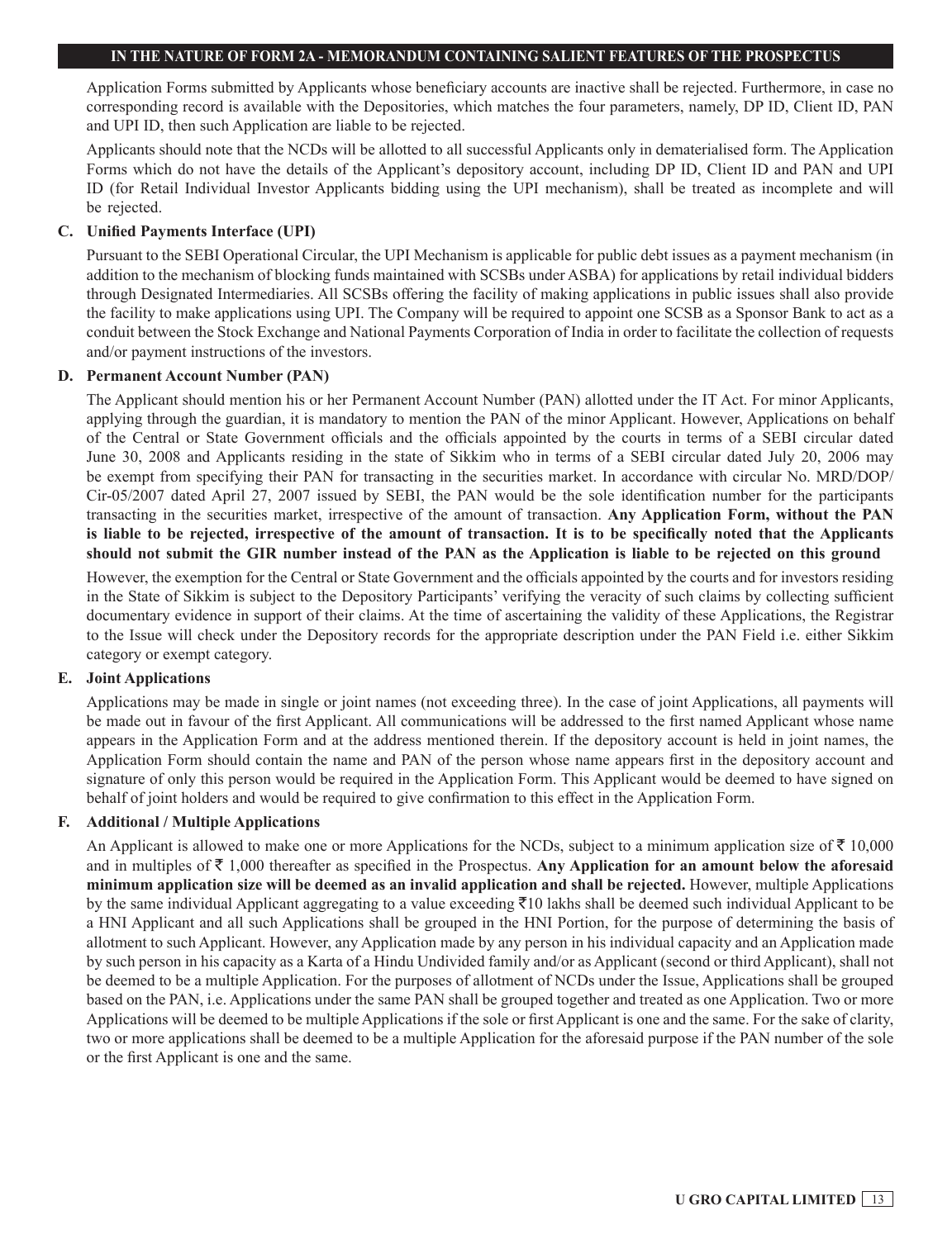Application Forms submitted by Applicants whose beneficiary accounts are inactive shall be rejected. Furthermore, in case no corresponding record is available with the Depositories, which matches the four parameters, namely, DP ID, Client ID, PAN and UPI ID, then such Application are liable to be rejected.

Applicants should note that the NCDs will be allotted to all successful Applicants only in dematerialised form. The Application Forms which do not have the details of the Applicant's depository account, including DP ID, Client ID and PAN and UPI ID (for Retail Individual Investor Applicants bidding using the UPI mechanism), shall be treated as incomplete and will be rejected.

### C. Unified Payments Interface (UPI)

Pursuant to the SEBI Operational Circular, the UPI Mechanism is applicable for public debt issues as a payment mechanism (in addition to the mechanism of blocking funds maintained with SCSBs under ASBA) for applications by retail individual bidders through Designated Intermediaries. All SCSBs offering the facility of making applications in public issues shall also provide the facility to make applications using UPI. The Company will be required to appoint one SCSB as a Sponsor Bank to act as a conduit between the Stock Exchange and National Payments Corporation of India in order to facilitate the collection of requests and/or payment instructions of the investors.

### D. Permanent Account Number (PAN)

The Applicant should mention his or her Permanent Account Number (PAN) allotted under the IT Act. For minor Applicants, applying through the guardian, it is mandatory to mention the PAN of the minor Applicant. However, Applications on behalf of the Central or State Government officials and the officials appointed by the courts in terms of a SEBI circular dated June 30, 2008 and Applicants residing in the state of Sikkim who in terms of a SEBI circular dated July 20, 2006 may be exempt from specifying their PAN for transacting in the securities market. In accordance with circular No. MRD/DOP/Cir-05/2007 dated April 27, 2007 issued by SEBI, the PAN would be the sole identification number for the participants transacting in the securities market, irrespective of the amount of transaction. **Any Application Form, without the PAN is liable to be rejected, irrespective of the amount of transaction. It is to be specifically noted that the Applicants should not submit the GIR number instead of the PAN as the Application is liable to be rejected on this ground**

However, the exemption for the Central or State Government and the officials appointed by the courts and for investors residing in the State of Sikkim is subject to the Depository Participants' verifying the veracity of such claims by collecting sufficient documentary evidence in support of their claims. At the time of ascertaining the validity of these Applications, the Registrar to the Issue will check under the Depository records for the appropriate description under the PAN Field i.e. either Sikkim category or exempt category.

### E. Joint Applications

Applications may be made in single or joint names (not exceeding three). In the case of joint Applications, all payments will be made out in favour of the first Applicant. All communications will be addressed to the first named Applicant whose name appears in the Application Form and at the address mentioned therein. If the depository account is held in joint names, the Application Form should contain the name and PAN of the person whose name appears first in the depository account and signature of only this person would be required in the Application Form. This Applicant would be deemed to have signed on behalf of joint holders and would be required to give confirmation to this effect in the Application Form.

### F. Additional / Multiple Applications

An Applicant is allowed to make one or more Applications for the NCDs, subject to a minimum application size of ₹ 10,000 and in multiples of ₹ 1,000 thereafter as specified in the Prospectus. **Any Application for an amount below the aforesaid minimum application size will be deemed as an invalid application and shall be rejected.** However, multiple Applications by the same individual Applicant aggregating to a value exceeding ₹10 lakhs shall be deemed such individual Applicant to be a HNI Applicant and all such Applications shall be grouped in the HNI Portion, for the purpose of determining the basis of allotment to such Applicant. However, any Application made by any person in his individual capacity and an Application made by such person in his capacity as a Karta of a Hindu Undivided family and/or as Applicant (second or third Applicant), shall not be deemed to be a multiple Application. For the purposes of allotment of NCDs under the Issue, Applications shall be grouped based on the PAN, i.e. Applications under the same PAN shall be grouped together and treated as one Application. Two or more Applications will be deemed to be multiple Applications if the sole or first Applicant is one and the same. For the sake of clarity, two or more applications shall be deemed to be a multiple Application for the aforesaid purpose if the PAN number of the sole or the first Applicant is one and the same.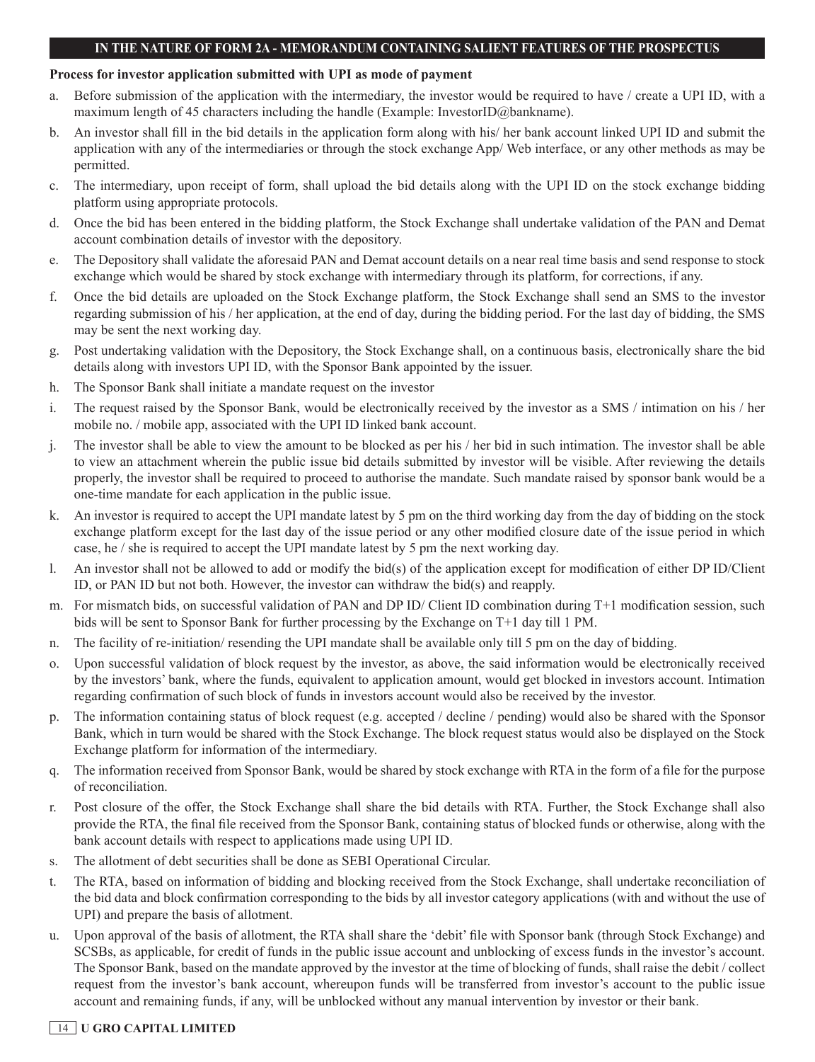**Process for investor application submitted with UPI as mode of payment**

a. Before submission of the application with the intermediary, the investor would be required to have / create a UPI ID, with a maximum length of 45 characters including the handle (Example: InvestorID@bankname).

b. An investor shall fill in the bid details in the application form along with his/ her bank account linked UPI ID and submit the application with any of the intermediaries or through the stock exchange App/ Web interface, or any other methods as may be permitted.

c. The intermediary, upon receipt of form, shall upload the bid details along with the UPI ID on the stock exchange bidding platform using appropriate protocols.

d. Once the bid has been entered in the bidding platform, the Stock Exchange shall undertake validation of the PAN and Demat account combination details of investor with the depository.

e. The Depository shall validate the aforesaid PAN and Demat account details on a near real time basis and send response to stock exchange which would be shared by stock exchange with intermediary through its platform, for corrections, if any.

f. Once the bid details are uploaded on the Stock Exchange platform, the Stock Exchange shall send an SMS to the investor regarding submission of his / her application, at the end of day, during the bidding period. For the last day of bidding, the SMS may be sent the next working day.

g. Post undertaking validation with the Depository, the Stock Exchange shall, on a continuous basis, electronically share the bid details along with investors UPI ID, with the Sponsor Bank appointed by the issuer.

h. The Sponsor Bank shall initiate a mandate request on the investor

i. The request raised by the Sponsor Bank, would be electronically received by the investor as a SMS / intimation on his / her mobile no. / mobile app, associated with the UPI ID linked bank account.

j. The investor shall be able to view the amount to be blocked as per his / her bid in such intimation. The investor shall be able to view an attachment wherein the public issue bid details submitted by investor will be visible. After reviewing the details properly, the investor shall be required to proceed to authorise the mandate. Such mandate raised by sponsor bank would be a one-time mandate for each application in the public issue.

k. An investor is required to accept the UPI mandate latest by 5 pm on the third working day from the day of bidding on the stock exchange platform except for the last day of the issue period or any other modified closure date of the issue period in which case, he / she is required to accept the UPI mandate latest by 5 pm the next working day.

l. An investor shall not be allowed to add or modify the bid(s) of the application except for modification of either DP ID/Client ID, or PAN ID but not both. However, the investor can withdraw the bid(s) and reapply.

m. For mismatch bids, on successful validation of PAN and DP ID/ Client ID combination during T+1 modification session, such bids will be sent to Sponsor Bank for further processing by the Exchange on T+1 day till 1 PM.

n. The facility of re-initiation/ resending the UPI mandate shall be available only till 5 pm on the day of bidding.

o. Upon successful validation of block request by the investor, as above, the said information would be electronically received by the investors' bank, where the funds, equivalent to application amount, would get blocked in investors account. Intimation regarding confirmation of such block of funds in investors account would also be received by the investor.

p. The information containing status of block request (e.g. accepted / decline / pending) would also be shared with the Sponsor Bank, which in turn would be shared with the Stock Exchange. The block request status would also be displayed on the Stock Exchange platform for information of the intermediary.

q. The information received from Sponsor Bank, would be shared by stock exchange with RTA in the form of a file for the purpose of reconciliation.

r. Post closure of the offer, the Stock Exchange shall share the bid details with RTA. Further, the Stock Exchange shall also provide the RTA, the final file received from the Sponsor Bank, containing status of blocked funds or otherwise, along with the bank account details with respect to applications made using UPI ID.

s. The allotment of debt securities shall be done as SEBI Operational Circular.

t. The RTA, based on information of bidding and blocking received from the Stock Exchange, shall undertake reconciliation of the bid data and block confirmation corresponding to the bids by all investor category applications (with and without the use of UPI) and prepare the basis of allotment.

u. Upon approval of the basis of allotment, the RTA shall share the 'debit' file with Sponsor bank (through Stock Exchange) and SCSBs, as applicable, for credit of funds in the public issue account and unblocking of excess funds in the investor's account. The Sponsor Bank, based on the mandate approved by the investor at the time of blocking of funds, shall raise the debit / collect request from the investor's bank account, whereupon funds will be transferred from investor's account to the public issue account and remaining funds, if any, will be unblocked without any manual intervention by investor or their bank.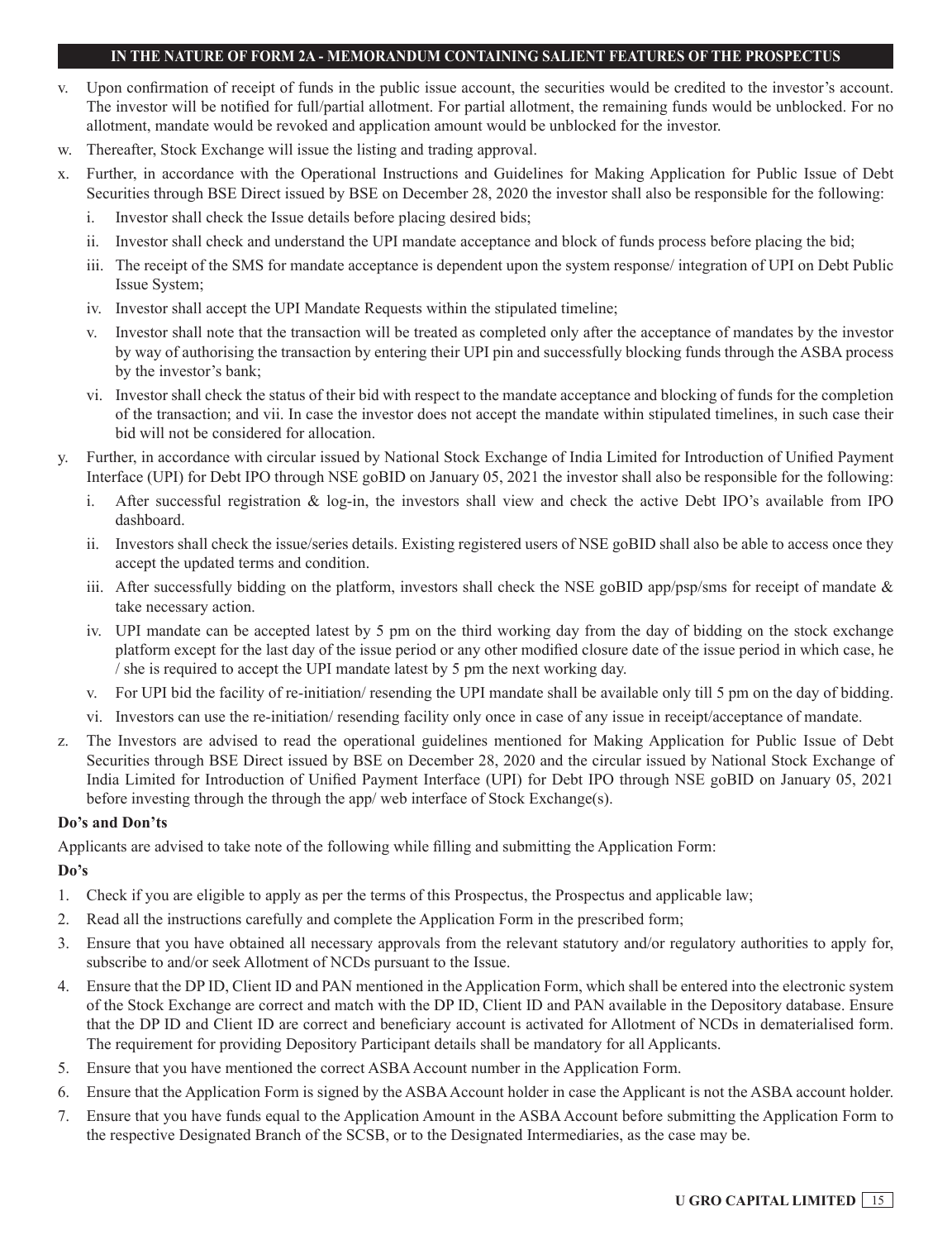v. Upon confirmation of receipt of funds in the public issue account, the securities would be credited to the investor's account. The investor will be notified for full/partial allotment. For partial allotment, the remaining funds would be unblocked. For no allotment, mandate would be revoked and application amount would be unblocked for the investor.

w. Thereafter, Stock Exchange will issue the listing and trading approval.

x. Further, in accordance with the Operational Instructions and Guidelines for Making Application for Public Issue of Debt Securities through BSE Direct issued by BSE on December 28, 2020 the investor shall also be responsible for the following:

   i. Investor shall check the Issue details before placing desired bids;

   ii. Investor shall check and understand the UPI mandate acceptance and block of funds process before placing the bid;

   iii. The receipt of the SMS for mandate acceptance is dependent upon the system response/ integration of UPI on Debt Public Issue System;

   iv. Investor shall accept the UPI Mandate Requests within the stipulated timeline;

   v. Investor shall note that the transaction will be treated as completed only after the acceptance of mandates by the investor by way of authorising the transaction by entering their UPI pin and successfully blocking funds through the ASBA process by the investor's bank;

   vi. Investor shall check the status of their bid with respect to the mandate acceptance and blocking of funds for the completion of the transaction; and vii. In case the investor does not accept the mandate within stipulated timelines, in such case their bid will not be considered for allocation.

y. Further, in accordance with circular issued by National Stock Exchange of India Limited for Introduction of Unified Payment Interface (UPI) for Debt IPO through NSE goBID on January 05, 2021 the investor shall also be responsible for the following:

   i. After successful registration & log-in, the investors shall view and check the active Debt IPO's available from IPO dashboard.

   ii. Investors shall check the issue/series details. Existing registered users of NSE goBID shall also be able to access once they accept the updated terms and condition.

   iii. After successfully bidding on the platform, investors shall check the NSE goBID app/psp/sms for receipt of mandate & take necessary action.

   iv. UPI mandate can be accepted latest by 5 pm on the third working day from the day of bidding on the stock exchange platform except for the last day of the issue period or any other modified closure date of the issue period in which case, he / she is required to accept the UPI mandate latest by 5 pm the next working day.

   v. For UPI bid the facility of re-initiation/ resending the UPI mandate shall be available only till 5 pm on the day of bidding.

   vi. Investors can use the re-initiation/ resending facility only once in case of any issue in receipt/acceptance of mandate.

z. The Investors are advised to read the operational guidelines mentioned for Making Application for Public Issue of Debt Securities through BSE Direct issued by BSE on December 28, 2020 and the circular issued by National Stock Exchange of India Limited for Introduction of Unified Payment Interface (UPI) for Debt IPO through NSE goBID on January 05, 2021 before investing through the through the app/ web interface of Stock Exchange(s).

**Do's and Don'ts**

Applicants are advised to take note of the following while filling and submitting the Application Form:

**Do's**

1. Check if you are eligible to apply as per the terms of this Prospectus, the Prospectus and applicable law;
2. Read all the instructions carefully and complete the Application Form in the prescribed form;
3. Ensure that you have obtained all necessary approvals from the relevant statutory and/or regulatory authorities to apply for, subscribe to and/or seek Allotment of NCDs pursuant to the Issue.
4. Ensure that the DP ID, Client ID and PAN mentioned in the Application Form, which shall be entered into the electronic system of the Stock Exchange are correct and match with the DP ID, Client ID and PAN available in the Depository database. Ensure that the DP ID and Client ID are correct and beneficiary account is activated for Allotment of NCDs in dematerialised form. The requirement for providing Depository Participant details shall be mandatory for all Applicants.
5. Ensure that you have mentioned the correct ASBA Account number in the Application Form.
6. Ensure that the Application Form is signed by the ASBA Account holder in case the Applicant is not the ASBA account holder.
7. Ensure that you have funds equal to the Application Amount in the ASBA Account before submitting the Application Form to the respective Designated Branch of the SCSB, or to the Designated Intermediaries, as the case may be.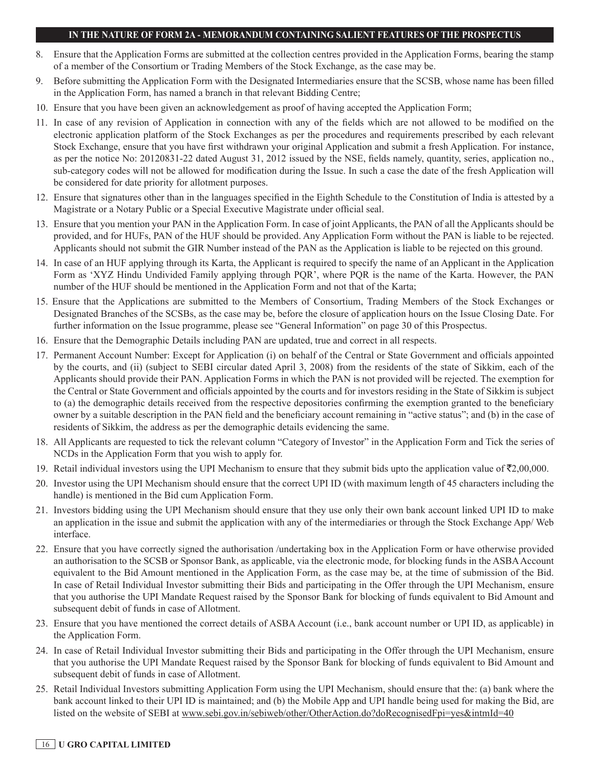8. Ensure that the Application Forms are submitted at the collection centres provided in the Application Forms, bearing the stamp of a member of the Consortium or Trading Members of the Stock Exchange, as the case may be.
9. Before submitting the Application Form with the Designated Intermediaries ensure that the SCSB, whose name has been filled in the Application Form, has named a branch in that relevant Bidding Centre;
10. Ensure that you have been given an acknowledgement as proof of having accepted the Application Form;
11. In case of any revision of Application in connection with any of the fields which are not allowed to be modified on the electronic application platform of the Stock Exchanges as per the procedures and requirements prescribed by each relevant Stock Exchange, ensure that you have first withdrawn your original Application and submit a fresh Application. For instance, as per the notice No: 20120831-22 dated August 31, 2012 issued by the NSE, fields namely, quantity, series, application no., sub-category codes will not be allowed for modification during the Issue. In such a case the date of the fresh Application will be considered for date priority for allotment purposes.
12. Ensure that signatures other than in the languages specified in the Eighth Schedule to the Constitution of India is attested by a Magistrate or a Notary Public or a Special Executive Magistrate under official seal.
13. Ensure that you mention your PAN in the Application Form. In case of joint Applicants, the PAN of all the Applicants should be provided, and for HUFs, PAN of the HUF should be provided. Any Application Form without the PAN is liable to be rejected. Applicants should not submit the GIR Number instead of the PAN as the Application is liable to be rejected on this ground.
14. In case of an HUF applying through its Karta, the Applicant is required to specify the name of an Applicant in the Application Form as 'XYZ Hindu Undivided Family applying through PQR', where PQR is the name of the Karta. However, the PAN number of the HUF should be mentioned in the Application Form and not that of the Karta;
15. Ensure that the Applications are submitted to the Members of Consortium, Trading Members of the Stock Exchanges or Designated Branches of the SCSBs, as the case may be, before the closure of application hours on the Issue Closing Date. For further information on the Issue programme, please see "General Information" on page 30 of this Prospectus.
16. Ensure that the Demographic Details including PAN are updated, true and correct in all respects.
17. Permanent Account Number: Except for Application (i) on behalf of the Central or State Government and officials appointed by the courts, and (ii) (subject to SEBI circular dated April 3, 2008) from the residents of the state of Sikkim, each of the Applicants should provide their PAN. Application Forms in which the PAN is not provided will be rejected. The exemption for the Central or State Government and officials appointed by the courts and for investors residing in the State of Sikkim is subject to (a) the demographic details received from the respective depositories confirming the exemption granted to the beneficiary owner by a suitable description in the PAN field and the beneficiary account remaining in "active status"; and (b) in the case of residents of Sikkim, the address as per the demographic details evidencing the same.
18. All Applicants are requested to tick the relevant column "Category of Investor" in the Application Form and Tick the series of NCDs in the Application Form that you wish to apply for.
19. Retail individual investors using the UPI Mechanism to ensure that they submit bids upto the application value of ₹2,00,000.
20. Investor using the UPI Mechanism should ensure that the correct UPI ID (with maximum length of 45 characters including the handle) is mentioned in the Bid cum Application Form.
21. Investors bidding using the UPI Mechanism should ensure that they use only their own bank account linked UPI ID to make an application in the issue and submit the application with any of the intermediaries or through the Stock Exchange App/ Web interface.
22. Ensure that you have correctly signed the authorisation /undertaking box in the Application Form or have otherwise provided an authorisation to the SCSB or Sponsor Bank, as applicable, via the electronic mode, for blocking funds in the ASBA Account equivalent to the Bid Amount mentioned in the Application Form, as the case may be, at the time of submission of the Bid. In case of Retail Individual Investor submitting their Bids and participating in the Offer through the UPI Mechanism, ensure that you authorise the UPI Mandate Request raised by the Sponsor Bank for blocking of funds equivalent to Bid Amount and subsequent debit of funds in case of Allotment.
23. Ensure that you have mentioned the correct details of ASBA Account (i.e., bank account number or UPI ID, as applicable) in the Application Form.
24. In case of Retail Individual Investor submitting their Bids and participating in the Offer through the UPI Mechanism, ensure that you authorise the UPI Mandate Request raised by the Sponsor Bank for blocking of funds equivalent to Bid Amount and subsequent debit of funds in case of Allotment.
25. Retail Individual Investors submitting Application Form using the UPI Mechanism, should ensure that the: (a) bank where the bank account linked to their UPI ID is maintained; and (b) the Mobile App and UPI handle being used for making the Bid, are listed on the website of SEBI at www.sebi.gov.in/sebiweb/other/OtherAction.do?doRecognisedFpi=yes&intmId=40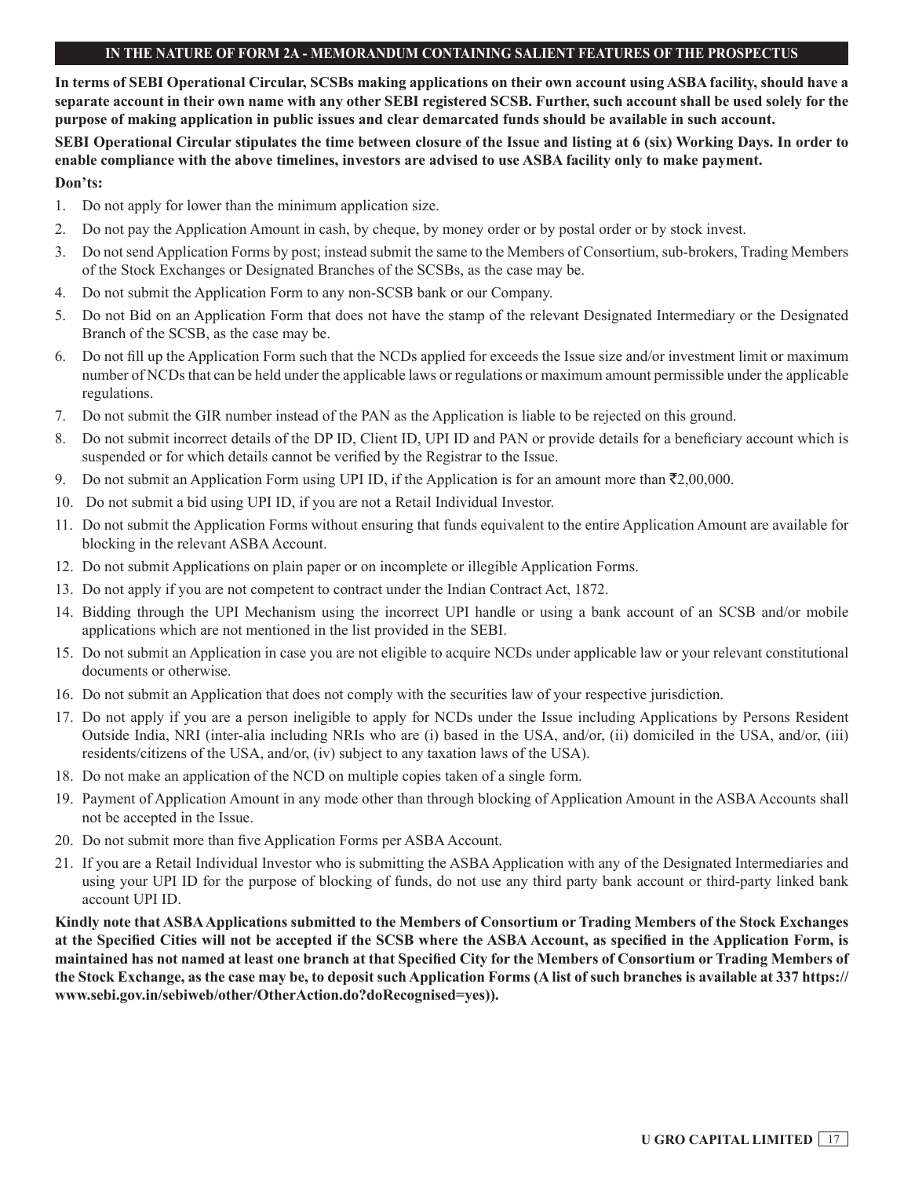**IN THE NATURE OF FORM 2A - MEMORANDUM CONTAINING SALIENT FEATURES OF THE PROSPECTUS**

**In terms of SEBI Operational Circular, SCSBs making applications on their own account using ASBA facility, should have a separate account in their own name with any other SEBI registered SCSB. Further, such account shall be used solely for the purpose of making application in public issues and clear demarcated funds should be available in such account.**

**SEBI Operational Circular stipulates the time between closure of the Issue and listing at 6 (six) Working Days. In order to enable compliance with the above timelines, investors are advised to use ASBA facility only to make payment.**

**Don'ts:**

1. Do not apply for lower than the minimum application size.
2. Do not pay the Application Amount in cash, by cheque, by money order or by postal order or by stock invest.
3. Do not send Application Forms by post; instead submit the same to the Members of Consortium, sub-brokers, Trading Members of the Stock Exchanges or Designated Branches of the SCSBs, as the case may be.
4. Do not submit the Application Form to any non-SCSB bank or our Company.
5. Do not Bid on an Application Form that does not have the stamp of the relevant Designated Intermediary or the Designated Branch of the SCSB, as the case may be.
6. Do not fill up the Application Form such that the NCDs applied for exceeds the Issue size and/or investment limit or maximum number of NCDs that can be held under the applicable laws or regulations or maximum amount permissible under the applicable regulations.
7. Do not submit the GIR number instead of the PAN as the Application is liable to be rejected on this ground.
8. Do not submit incorrect details of the DP ID, Client ID, UPI ID and PAN or provide details for a beneficiary account which is suspended or for which details cannot be verified by the Registrar to the Issue.
9. Do not submit an Application Form using UPI ID, if the Application is for an amount more than ₹2,00,000.
10. Do not submit a bid using UPI ID, if you are not a Retail Individual Investor.
11. Do not submit the Application Forms without ensuring that funds equivalent to the entire Application Amount are available for blocking in the relevant ASBA Account.
12. Do not submit Applications on plain paper or on incomplete or illegible Application Forms.
13. Do not apply if you are not competent to contract under the Indian Contract Act, 1872.
14. Bidding through the UPI Mechanism using the incorrect UPI handle or using a bank account of an SCSB and/or mobile applications which are not mentioned in the list provided in the SEBI.
15. Do not submit an Application in case you are not eligible to acquire NCDs under applicable law or your relevant constitutional documents or otherwise.
16. Do not submit an Application that does not comply with the securities law of your respective jurisdiction.
17. Do not apply if you are a person ineligible to apply for NCDs under the Issue including Applications by Persons Resident Outside India, NRI (inter-alia including NRIs who are (i) based in the USA, and/or, (ii) domiciled in the USA, and/or, (iii) residents/citizens of the USA, and/or, (iv) subject to any taxation laws of the USA).
18. Do not make an application of the NCD on multiple copies taken of a single form.
19. Payment of Application Amount in any mode other than through blocking of Application Amount in the ASBA Accounts shall not be accepted in the Issue.
20. Do not submit more than five Application Forms per ASBA Account.
21. If you are a Retail Individual Investor who is submitting the ASBA Application with any of the Designated Intermediaries and using your UPI ID for the purpose of blocking of funds, do not use any third party bank account or third-party linked bank account UPI ID.

**Kindly note that ASBA Applications submitted to the Members of Consortium or Trading Members of the Stock Exchanges at the Specified Cities will not be accepted if the SCSB where the ASBA Account, as specified in the Application Form, is maintained has not named at least one branch at that Specified City for the Members of Consortium or Trading Members of the Stock Exchange, as the case may be, to deposit such Application Forms (A list of such branches is available at 337 https://www.sebi.gov.in/sebiweb/other/OtherAction.do?doRecognised=yes)).**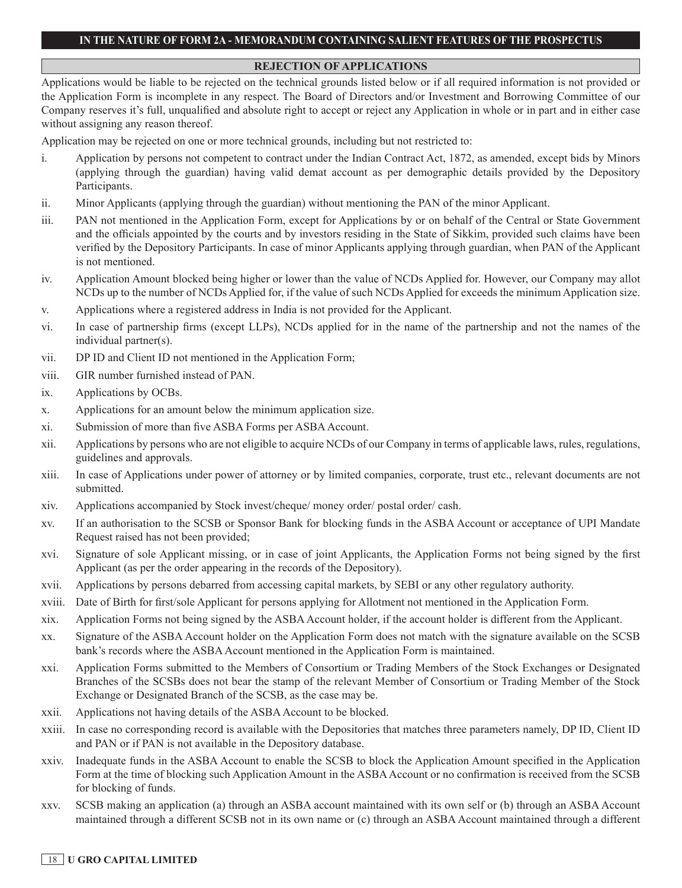## REJECTION OF APPLICATIONS

Applications would be liable to be rejected on the technical grounds listed below or if all required information is not provided or the Application Form is incomplete in any respect. The Board of Directors and/or Investment and Borrowing Committee of our Company reserves it's full, unqualified and absolute right to accept or reject any Application in whole or in part and in either case without assigning any reason thereof.

Application may be rejected on one or more technical grounds, including but not restricted to:

i. Application by persons not competent to contract under the Indian Contract Act, 1872, as amended, except bids by Minors (applying through the guardian) having valid demat account as per demographic details provided by the Depository Participants.

ii. Minor Applicants (applying through the guardian) without mentioning the PAN of the minor Applicant.

iii. PAN not mentioned in the Application Form, except for Applications by or on behalf of the Central or State Government and the officials appointed by the courts and by investors residing in the State of Sikkim, provided such claims have been verified by the Depository Participants. In case of minor Applicants applying through guardian, when PAN of the Applicant is not mentioned.

iv. Application Amount blocked being higher or lower than the value of NCDs Applied for. However, our Company may allot NCDs up to the number of NCDs Applied for, if the value of such NCDs Applied for exceeds the minimum Application size.

v. Applications where a registered address in India is not provided for the Applicant.

vi. In case of partnership firms (except LLPs), NCDs applied for in the name of the partnership and not the names of the individual partner(s).

vii. DP ID and Client ID not mentioned in the Application Form;

viii. GIR number furnished instead of PAN.

ix. Applications by OCBs.

x. Applications for an amount below the minimum application size.

xi. Submission of more than five ASBA Forms per ASBA Account.

xii. Applications by persons who are not eligible to acquire NCDs of our Company in terms of applicable laws, rules, regulations, guidelines and approvals.

xiii. In case of Applications under power of attorney or by limited companies, corporate, trust etc., relevant documents are not submitted.

xiv. Applications accompanied by Stock invest/cheque/ money order/ postal order/ cash.

xv. If an authorisation to the SCSB or Sponsor Bank for blocking funds in the ASBA Account or acceptance of UPI Mandate Request raised has not been provided;

xvi. Signature of sole Applicant missing, or in case of joint Applicants, the Application Forms not being signed by the first Applicant (as per the order appearing in the records of the Depository).

xvii. Applications by persons debarred from accessing capital markets, by SEBI or any other regulatory authority.

xviii. Date of Birth for first/sole Applicant for persons applying for Allotment not mentioned in the Application Form.

xix. Application Forms not being signed by the ASBA Account holder, if the account holder is different from the Applicant.

xx. Signature of the ASBA Account holder on the Application Form does not match with the signature available on the SCSB bank's records where the ASBA Account mentioned in the Application Form is maintained.

xxi. Application Forms submitted to the Members of Consortium or Trading Members of the Stock Exchanges or Designated Branches of the SCSBs does not bear the stamp of the relevant Member of Consortium or Trading Member of the Stock Exchange or Designated Branch of the SCSB, as the case may be.

xxii. Applications not having details of the ASBA Account to be blocked.

xxiii. In case no corresponding record is available with the Depositories that matches three parameters namely, DP ID, Client ID and PAN or if PAN is not available in the Depository database.

xxiv. Inadequate funds in the ASBA Account to enable the SCSB to block the Application Amount specified in the Application Form at the time of blocking such Application Amount in the ASBA Account or no confirmation is received from the SCSB for blocking of funds.

xxv. SCSB making an application (a) through an ASBA account maintained with its own self or (b) through an ASBA Account maintained through a different SCSB not in its own name or (c) through an ASBA Account maintained through a different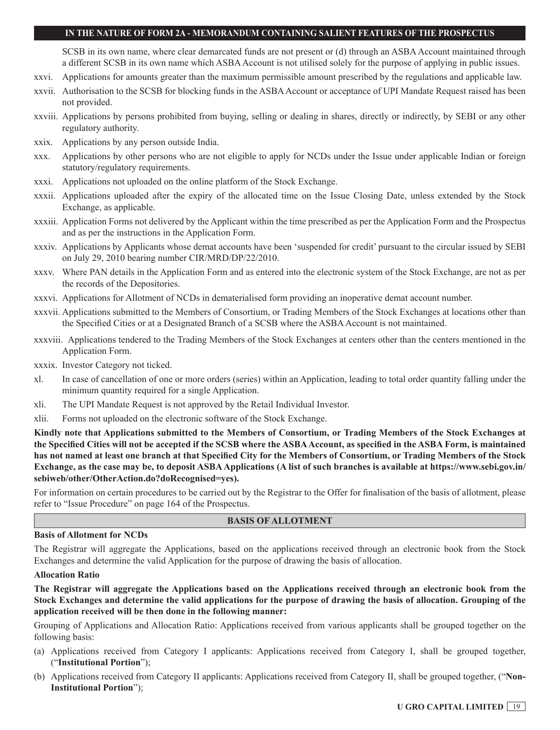SCSB in its own name, where clear demarcated funds are not present or (d) through an ASBA Account maintained through a different SCSB in its own name which ASBA Account is not utilised solely for the purpose of applying in public issues.

xxvi. Applications for amounts greater than the maximum permissible amount prescribed by the regulations and applicable law.

xxvii. Authorisation to the SCSB for blocking funds in the ASBA Account or acceptance of UPI Mandate Request raised has been not provided.

xxviii. Applications by persons prohibited from buying, selling or dealing in shares, directly or indirectly, by SEBI or any other regulatory authority.

xxix. Applications by any person outside India.

xxx. Applications by other persons who are not eligible to apply for NCDs under the Issue under applicable Indian or foreign statutory/regulatory requirements.

xxxi. Applications not uploaded on the online platform of the Stock Exchange.

xxxii. Applications uploaded after the expiry of the allocated time on the Issue Closing Date, unless extended by the Stock Exchange, as applicable.

xxxiii. Application Forms not delivered by the Applicant within the time prescribed as per the Application Form and the Prospectus and as per the instructions in the Application Form.

xxxiv. Applications by Applicants whose demat accounts have been 'suspended for credit' pursuant to the circular issued by SEBI on July 29, 2010 bearing number CIR/MRD/DP/22/2010.

xxxv. Where PAN details in the Application Form and as entered into the electronic system of the Stock Exchange, are not as per the records of the Depositories.

xxxvi. Applications for Allotment of NCDs in dematerialised form providing an inoperative demat account number.

xxxvii. Applications submitted to the Members of Consortium, or Trading Members of the Stock Exchanges at locations other than the Specified Cities or at a Designated Branch of a SCSB where the ASBA Account is not maintained.

xxxviii. Applications tendered to the Trading Members of the Stock Exchanges at centers other than the centers mentioned in the Application Form.

xxxix. Investor Category not ticked.

xl. In case of cancellation of one or more orders (series) within an Application, leading to total order quantity falling under the minimum quantity required for a single Application.

xli. The UPI Mandate Request is not approved by the Retail Individual Investor.

xlii. Forms not uploaded on the electronic software of the Stock Exchange.

**Kindly note that Applications submitted to the Members of Consortium, or Trading Members of the Stock Exchanges at the Specified Cities will not be accepted if the SCSB where the ASBA Account, as specified in the ASBA Form, is maintained has not named at least one branch at that Specified City for the Members of Consortium, or Trading Members of the Stock Exchange, as the case may be, to deposit ASBA Applications (A list of such branches is available at https://www.sebi.gov.in/sebiweb/other/OtherAction.do?doRecognised=yes).**

For information on certain procedures to be carried out by the Registrar to the Offer for finalisation of the basis of allotment, please refer to "Issue Procedure" on page 164 of the Prospectus.

## BASIS OF ALLOTMENT

**Basis of Allotment for NCDs**

The Registrar will aggregate the Applications, based on the applications received through an electronic book from the Stock Exchanges and determine the valid Application for the purpose of drawing the basis of allocation.

**Allocation Ratio**

**The Registrar will aggregate the Applications based on the Applications received through an electronic book from the Stock Exchanges and determine the valid applications for the purpose of drawing the basis of allocation. Grouping of the application received will be then done in the following manner:**

Grouping of Applications and Allocation Ratio: Applications received from various applicants shall be grouped together on the following basis:

(a) Applications received from Category I applicants: Applications received from Category I, shall be grouped together, ("**Institutional Portion**");

(b) Applications received from Category II applicants: Applications received from Category II, shall be grouped together, ("**Non-Institutional Portion**");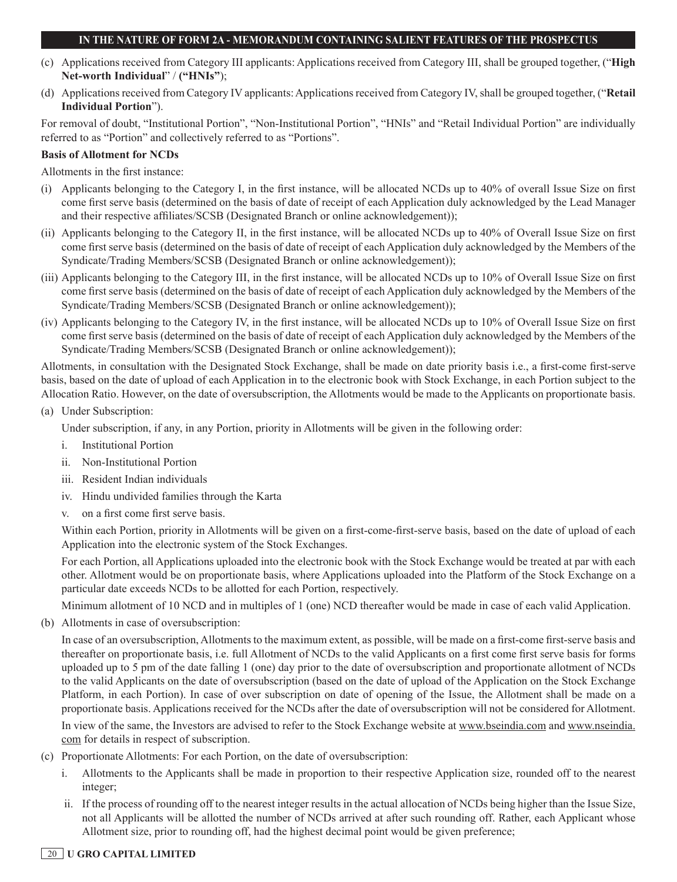(c) Applications received from Category III applicants: Applications received from Category III, shall be grouped together, ("**High Net-worth Individual**" / **("HNIs")**);

(d) Applications received from Category IV applicants: Applications received from Category IV, shall be grouped together, ("**Retail Individual Portion**").

For removal of doubt, "Institutional Portion", "Non-Institutional Portion", "HNIs" and "Retail Individual Portion" are individually referred to as "Portion" and collectively referred to as "Portions".

**Basis of Allotment for NCDs**

Allotments in the first instance:

(i) Applicants belonging to the Category I, in the first instance, will be allocated NCDs up to 40% of overall Issue Size on first come first serve basis (determined on the basis of date of receipt of each Application duly acknowledged by the Lead Manager and their respective affiliates/SCSB (Designated Branch or online acknowledgement));

(ii) Applicants belonging to the Category II, in the first instance, will be allocated NCDs up to 40% of Overall Issue Size on first come first serve basis (determined on the basis of date of receipt of each Application duly acknowledged by the Members of the Syndicate/Trading Members/SCSB (Designated Branch or online acknowledgement));

(iii) Applicants belonging to the Category III, in the first instance, will be allocated NCDs up to 10% of Overall Issue Size on first come first serve basis (determined on the basis of date of receipt of each Application duly acknowledged by the Members of the Syndicate/Trading Members/SCSB (Designated Branch or online acknowledgement));

(iv) Applicants belonging to the Category IV, in the first instance, will be allocated NCDs up to 10% of Overall Issue Size on first come first serve basis (determined on the basis of date of receipt of each Application duly acknowledged by the Members of the Syndicate/Trading Members/SCSB (Designated Branch or online acknowledgement));

Allotments, in consultation with the Designated Stock Exchange, shall be made on date priority basis i.e., a first-come first-serve basis, based on the date of upload of each Application in to the electronic book with Stock Exchange, in each Portion subject to the Allocation Ratio. However, on the date of oversubscription, the Allotments would be made to the Applicants on proportionate basis.

(a) Under Subscription:

Under subscription, if any, in any Portion, priority in Allotments will be given in the following order:

i. Institutional Portion
ii. Non-Institutional Portion
iii. Resident Indian individuals
iv. Hindu undivided families through the Karta
v. on a first come first serve basis.

Within each Portion, priority in Allotments will be given on a first-come-first-serve basis, based on the date of upload of each Application into the electronic system of the Stock Exchanges.

For each Portion, all Applications uploaded into the electronic book with the Stock Exchange would be treated at par with each other. Allotment would be on proportionate basis, where Applications uploaded into the Platform of the Stock Exchange on a particular date exceeds NCDs to be allotted for each Portion, respectively.

Minimum allotment of 10 NCD and in multiples of 1 (one) NCD thereafter would be made in case of each valid Application.

(b) Allotments in case of oversubscription:

In case of an oversubscription, Allotments to the maximum extent, as possible, will be made on a first-come first-serve basis and thereafter on proportionate basis, i.e. full Allotment of NCDs to the valid Applicants on a first come first serve basis for forms uploaded up to 5 pm of the date falling 1 (one) day prior to the date of oversubscription and proportionate allotment of NCDs to the valid Applicants on the date of oversubscription (based on the date of upload of the Application on the Stock Exchange Platform, in each Portion). In case of over subscription on date of opening of the Issue, the Allotment shall be made on a proportionate basis. Applications received for the NCDs after the date of oversubscription will not be considered for Allotment.

In view of the same, the Investors are advised to refer to the Stock Exchange website at www.bseindia.com and www.nseindia.com for details in respect of subscription.

(c) Proportionate Allotments: For each Portion, on the date of oversubscription:

i. Allotments to the Applicants shall be made in proportion to their respective Application size, rounded off to the nearest integer;

ii. If the process of rounding off to the nearest integer results in the actual allocation of NCDs being higher than the Issue Size, not all Applicants will be allotted the number of NCDs arrived at after such rounding off. Rather, each Applicant whose Allotment size, prior to rounding off, had the highest decimal point would be given preference;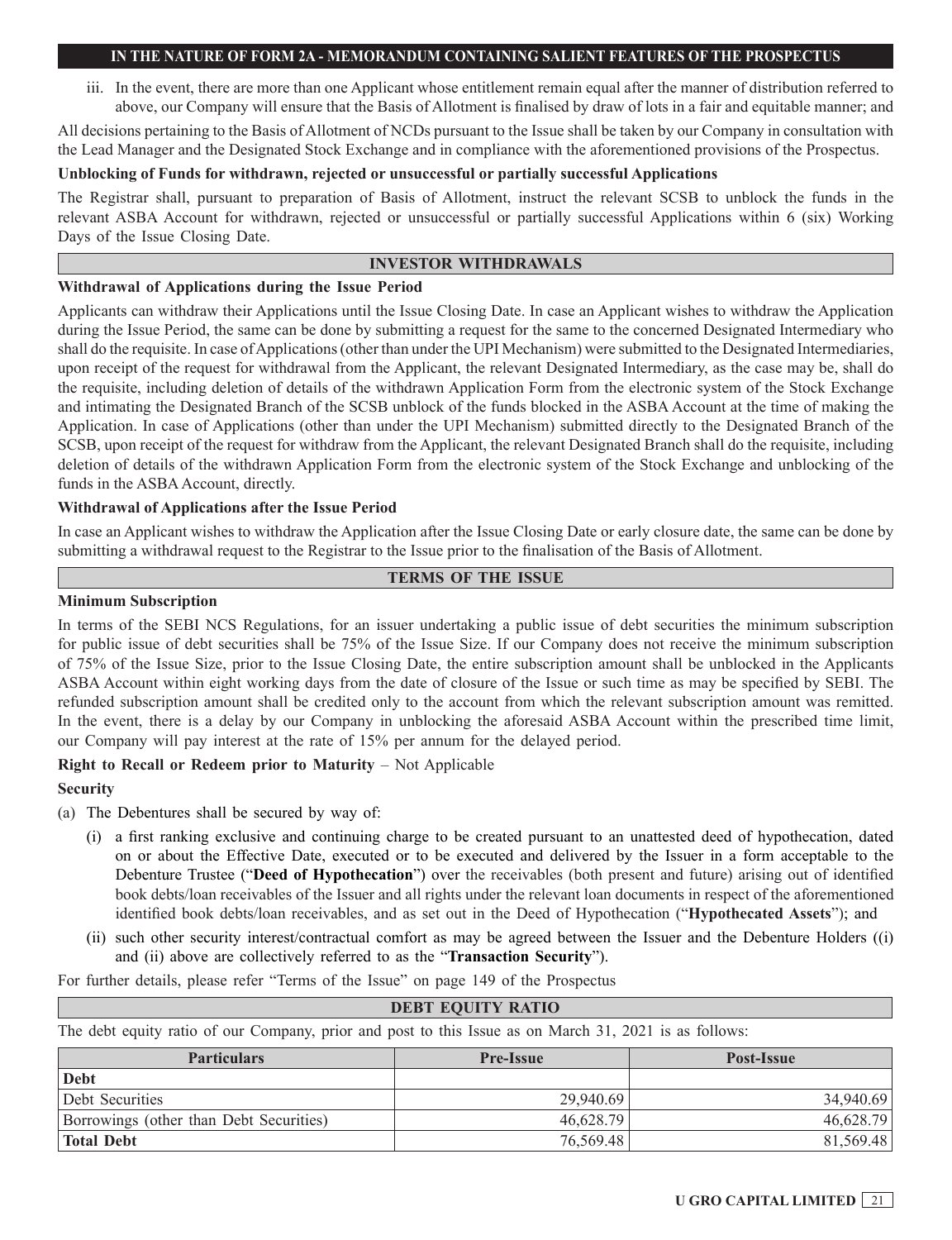iii. In the event, there are more than one Applicant whose entitlement remain equal after the manner of distribution referred to above, our Company will ensure that the Basis of Allotment is finalised by draw of lots in a fair and equitable manner; and

All decisions pertaining to the Basis of Allotment of NCDs pursuant to the Issue shall be taken by our Company in consultation with the Lead Manager and the Designated Stock Exchange and in compliance with the aforementioned provisions of the Prospectus.

**Unblocking of Funds for withdrawn, rejected or unsuccessful or partially successful Applications**

The Registrar shall, pursuant to preparation of Basis of Allotment, instruct the relevant SCSB to unblock the funds in the relevant ASBA Account for withdrawn, rejected or unsuccessful or partially successful Applications within 6 (six) Working Days of the Issue Closing Date.

## INVESTOR WITHDRAWALS

**Withdrawal of Applications during the Issue Period**

Applicants can withdraw their Applications until the Issue Closing Date. In case an Applicant wishes to withdraw the Application during the Issue Period, the same can be done by submitting a request for the same to the concerned Designated Intermediary who shall do the requisite. In case of Applications (other than under the UPI Mechanism) were submitted to the Designated Intermediaries, upon receipt of the request for withdrawal from the Applicant, the relevant Designated Intermediary, as the case may be, shall do the requisite, including deletion of details of the withdrawn Application Form from the electronic system of the Stock Exchange and intimating the Designated Branch of the SCSB unblock of the funds blocked in the ASBA Account at the time of making the Application. In case of Applications (other than under the UPI Mechanism) submitted directly to the Designated Branch of the SCSB, upon receipt of the request for withdraw from the Applicant, the relevant Designated Branch shall do the requisite, including deletion of details of the withdrawn Application Form from the electronic system of the Stock Exchange and unblocking of the funds in the ASBA Account, directly.

**Withdrawal of Applications after the Issue Period**

In case an Applicant wishes to withdraw the Application after the Issue Closing Date or early closure date, the same can be done by submitting a withdrawal request to the Registrar to the Issue prior to the finalisation of the Basis of Allotment.

## TERMS OF THE ISSUE

**Minimum Subscription**

In terms of the SEBI NCS Regulations, for an issuer undertaking a public issue of debt securities the minimum subscription for public issue of debt securities shall be 75% of the Issue Size. If our Company does not receive the minimum subscription of 75% of the Issue Size, prior to the Issue Closing Date, the entire subscription amount shall be unblocked in the Applicants ASBA Account within eight working days from the date of closure of the Issue or such time as may be specified by SEBI. The refunded subscription amount shall be credited only to the account from which the relevant subscription amount was remitted. In the event, there is a delay by our Company in unblocking the aforesaid ASBA Account within the prescribed time limit, our Company will pay interest at the rate of 15% per annum for the delayed period.

**Right to Recall or Redeem prior to Maturity** – Not Applicable

**Security**

(a) The Debentures shall be secured by way of:

(i) a first ranking exclusive and continuing charge to be created pursuant to an unattested deed of hypothecation, dated on or about the Effective Date, executed or to be executed and delivered by the Issuer in a form acceptable to the Debenture Trustee ("**Deed of Hypothecation**") over the receivables (both present and future) arising out of identified book debts/loan receivables of the Issuer and all rights under the relevant loan documents in respect of the aforementioned identified book debts/loan receivables, and as set out in the Deed of Hypothecation ("**Hypothecated Assets**"); and

(ii) such other security interest/contractual comfort as may be agreed between the Issuer and the Debenture Holders ((i) and (ii) above are collectively referred to as the "**Transaction Security**").

For further details, please refer "Terms of the Issue" on page 149 of the Prospectus

## DEBT EQUITY RATIO

The debt equity ratio of our Company, prior and post to this Issue as on March 31, 2021 is as follows:

| Particulars | Pre-Issue | Post-Issue |
|---|---|---|
| **Debt** | | |
| Debt Securities | 29,940.69 | 34,940.69 |
| Borrowings (other than Debt Securities) | 46,628.79 | 46,628.79 |
| **Total Debt** | 76,569.48 | 81,569.48 |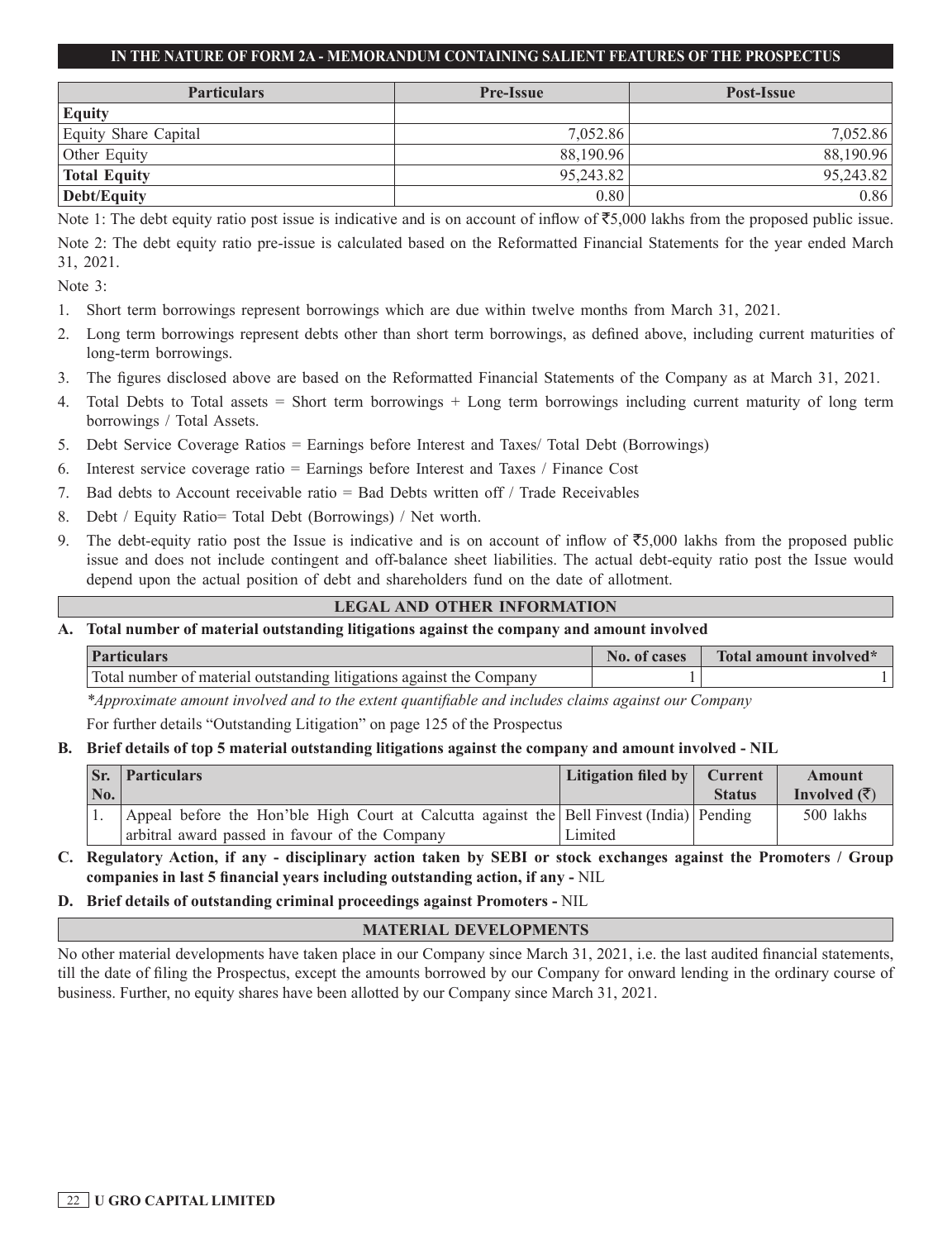**IN THE NATURE OF FORM 2A - MEMORANDUM CONTAINING SALIENT FEATURES OF THE PROSPECTUS**

| Particulars | Pre-Issue | Post-Issue |
|---|---|---|
| **Equity** | | |
| Equity Share Capital | 7,052.86 | 7,052.86 |
| Other Equity | 88,190.96 | 88,190.96 |
| **Total Equity** | 95,243.82 | 95,243.82 |
| **Debt/Equity** | 0.80 | 0.86 |

Note 1: The debt equity ratio post issue is indicative and is on account of inflow of ₹5,000 lakhs from the proposed public issue.

Note 2: The debt equity ratio pre-issue is calculated based on the Reformatted Financial Statements for the year ended March 31, 2021.

Note 3:

1. Short term borrowings represent borrowings which are due within twelve months from March 31, 2021.
2. Long term borrowings represent debts other than short term borrowings, as defined above, including current maturities of long-term borrowings.
3. The figures disclosed above are based on the Reformatted Financial Statements of the Company as at March 31, 2021.
4. Total Debts to Total assets = Short term borrowings + Long term borrowings including current maturity of long term borrowings / Total Assets.
5. Debt Service Coverage Ratios = Earnings before Interest and Taxes/ Total Debt (Borrowings)
6. Interest service coverage ratio = Earnings before Interest and Taxes / Finance Cost
7. Bad debts to Account receivable ratio = Bad Debts written off / Trade Receivables
8. Debt / Equity Ratio= Total Debt (Borrowings) / Net worth.
9. The debt-equity ratio post the Issue is indicative and is on account of inflow of ₹5,000 lakhs from the proposed public issue and does not include contingent and off-balance sheet liabilities. The actual debt-equity ratio post the Issue would depend upon the actual position of debt and shareholders fund on the date of allotment.

## LEGAL AND OTHER INFORMATION

**A. Total number of material outstanding litigations against the company and amount involved**

| Particulars | No. of cases | Total amount involved* |
|---|---|---|
| Total number of material outstanding litigations against the Company | 1 | 1 |

*\*Approximate amount involved and to the extent quantifiable and includes claims against our Company*

For further details "Outstanding Litigation" on page 125 of the Prospectus

**B. Brief details of top 5 material outstanding litigations against the company and amount involved - NIL**

| Sr. No. | Particulars | Litigation filed by | Current Status | Amount Involved (₹) |
|---|---|---|---|---|
| 1. | Appeal before the Hon'ble High Court at Calcutta against the arbitral award passed in favour of the Company | Bell Finvest (India) Limited | Pending | 500 lakhs |

**C. Regulatory Action, if any - disciplinary action taken by SEBI or stock exchanges against the Promoters / Group companies in last 5 financial years including outstanding action, if any -** NIL

**D. Brief details of outstanding criminal proceedings against Promoters -** NIL

## MATERIAL DEVELOPMENTS

No other material developments have taken place in our Company since March 31, 2021, i.e. the last audited financial statements, till the date of filing the Prospectus, except the amounts borrowed by our Company for onward lending in the ordinary course of business. Further, no equity shares have been allotted by our Company since March 31, 2021.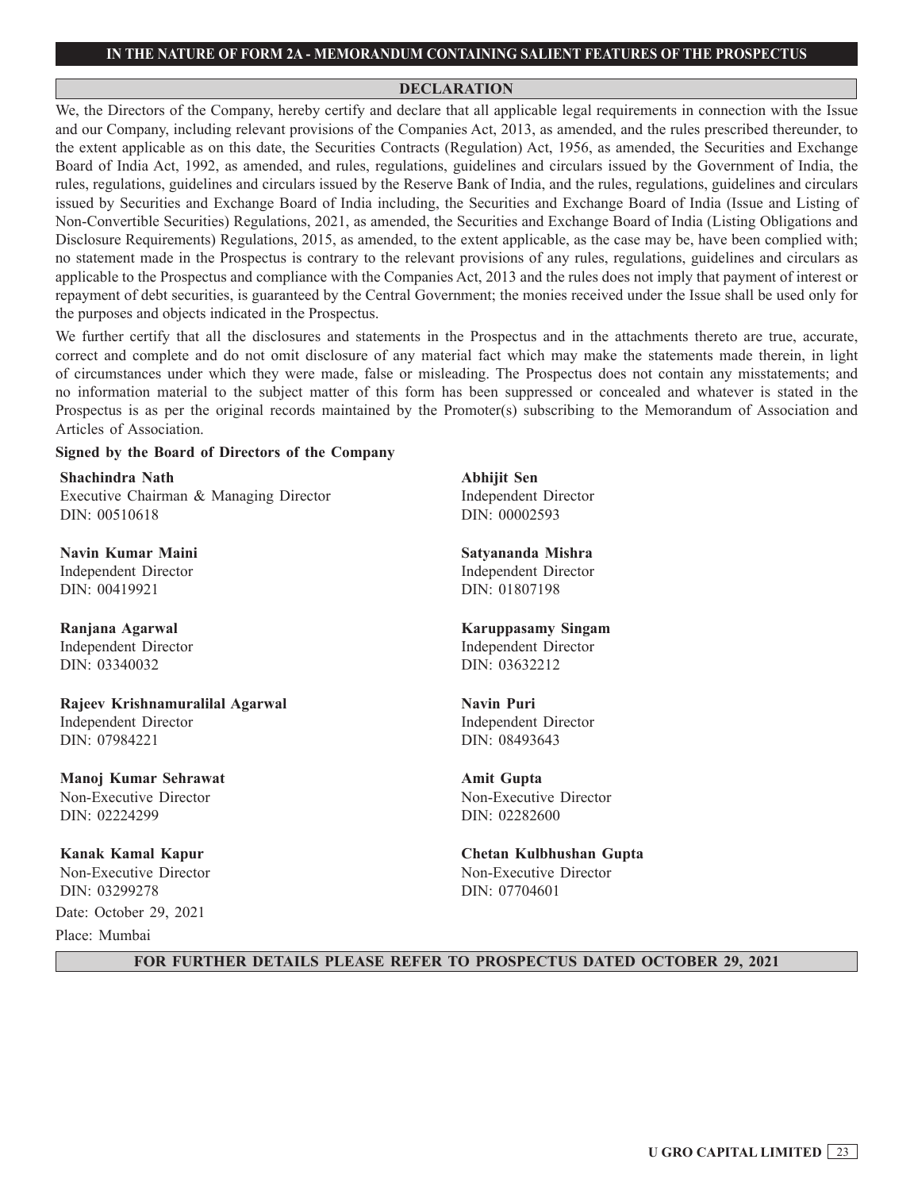## IN THE NATURE OF FORM 2A - MEMORANDUM CONTAINING SALIENT FEATURES OF THE PROSPECTUS

### DECLARATION

We, the Directors of the Company, hereby certify and declare that all applicable legal requirements in connection with the Issue and our Company, including relevant provisions of the Companies Act, 2013, as amended, and the rules prescribed thereunder, to the extent applicable as on this date, the Securities Contracts (Regulation) Act, 1956, as amended, the Securities and Exchange Board of India Act, 1992, as amended, and rules, regulations, guidelines and circulars issued by the Government of India, the rules, regulations, guidelines and circulars issued by the Reserve Bank of India, and the rules, regulations, guidelines and circulars issued by Securities and Exchange Board of India including, the Securities and Exchange Board of India (Issue and Listing of Non-Convertible Securities) Regulations, 2021, as amended, the Securities and Exchange Board of India (Listing Obligations and Disclosure Requirements) Regulations, 2015, as amended, to the extent applicable, as the case may be, have been complied with; no statement made in the Prospectus is contrary to the relevant provisions of any rules, regulations, guidelines and circulars as applicable to the Prospectus and compliance with the Companies Act, 2013 and the rules does not imply that payment of interest or repayment of debt securities, is guaranteed by the Central Government; the monies received under the Issue shall be used only for the purposes and objects indicated in the Prospectus.

We further certify that all the disclosures and statements in the Prospectus and in the attachments thereto are true, accurate, correct and complete and do not omit disclosure of any material fact which may make the statements made therein, in light of circumstances under which they were made, false or misleading. The Prospectus does not contain any misstatements; and no information material to the subject matter of this form has been suppressed or concealed and whatever is stated in the Prospectus is as per the original records maintained by the Promoter(s) subscribing to the Memorandum of Association and Articles of Association.

**Signed by the Board of Directors of the Company**

**Shachindra Nath**
Executive Chairman & Managing Director
DIN: 00510618

**Abhijit Sen**
Independent Director
DIN: 00002593

**Navin Kumar Maini**
Independent Director
DIN: 00419921

**Satyananda Mishra**
Independent Director
DIN: 01807198

**Ranjana Agarwal**
Independent Director
DIN: 03340032

**Karuppasamy Singam**
Independent Director
DIN: 03632212

**Rajeev Krishnamuralilal Agarwal**
Independent Director
DIN: 07984221

**Navin Puri**
Independent Director
DIN: 08493643

**Manoj Kumar Sehrawat**
Non-Executive Director
DIN: 02224299

**Amit Gupta**
Non-Executive Director
DIN: 02282600

**Kanak Kamal Kapur**
Non-Executive Director
DIN: 03299278

**Chetan Kulbhushan Gupta**
Non-Executive Director
DIN: 07704601

Date: October 29, 2021

Place: Mumbai

**FOR FURTHER DETAILS PLEASE REFER TO PROSPECTUS DATED OCTOBER 29, 2021**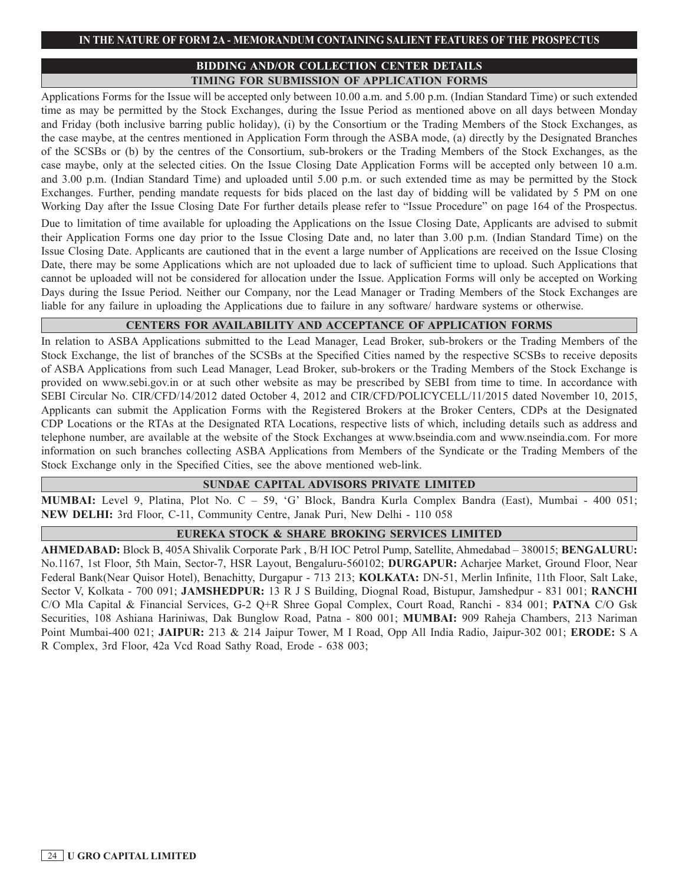## BIDDING AND/OR COLLECTION CENTER DETAILS

### TIMING FOR SUBMISSION OF APPLICATION FORMS

Applications Forms for the Issue will be accepted only between 10.00 a.m. and 5.00 p.m. (Indian Standard Time) or such extended time as may be permitted by the Stock Exchanges, during the Issue Period as mentioned above on all days between Monday and Friday (both inclusive barring public holiday), (i) by the Consortium or the Trading Members of the Stock Exchanges, as the case maybe, at the centres mentioned in Application Form through the ASBA mode, (a) directly by the Designated Branches of the SCSBs or (b) by the centres of the Consortium, sub-brokers or the Trading Members of the Stock Exchanges, as the case maybe, only at the selected cities. On the Issue Closing Date Application Forms will be accepted only between 10 a.m. and 3.00 p.m. (Indian Standard Time) and uploaded until 5.00 p.m. or such extended time as may be permitted by the Stock Exchanges. Further, pending mandate requests for bids placed on the last day of bidding will be validated by 5 PM on one Working Day after the Issue Closing Date For further details please refer to "Issue Procedure" on page 164 of the Prospectus.

Due to limitation of time available for uploading the Applications on the Issue Closing Date, Applicants are advised to submit their Application Forms one day prior to the Issue Closing Date and, no later than 3.00 p.m. (Indian Standard Time) on the Issue Closing Date. Applicants are cautioned that in the event a large number of Applications are received on the Issue Closing Date, there may be some Applications which are not uploaded due to lack of sufficient time to upload. Such Applications that cannot be uploaded will not be considered for allocation under the Issue. Application Forms will only be accepted on Working Days during the Issue Period. Neither our Company, nor the Lead Manager or Trading Members of the Stock Exchanges are liable for any failure in uploading the Applications due to failure in any software/ hardware systems or otherwise.

### CENTERS FOR AVAILABILITY AND ACCEPTANCE OF APPLICATION FORMS

In relation to ASBA Applications submitted to the Lead Manager, Lead Broker, sub-brokers or the Trading Members of the Stock Exchange, the list of branches of the SCSBs at the Specified Cities named by the respective SCSBs to receive deposits of ASBA Applications from such Lead Manager, Lead Broker, sub-brokers or the Trading Members of the Stock Exchange is provided on www.sebi.gov.in or at such other website as may be prescribed by SEBI from time to time. In accordance with SEBI Circular No. CIR/CFD/14/2012 dated October 4, 2012 and CIR/CFD/POLICYCELL/11/2015 dated November 10, 2015, Applicants can submit the Application Forms with the Registered Brokers at the Broker Centers, CDPs at the Designated CDP Locations or the RTAs at the Designated RTA Locations, respective lists of which, including details such as address and telephone number, are available at the website of the Stock Exchanges at www.bseindia.com and www.nseindia.com. For more information on such branches collecting ASBA Applications from Members of the Syndicate or the Trading Members of the Stock Exchange only in the Specified Cities, see the above mentioned web-link.

### SUNDAE CAPITAL ADVISORS PRIVATE LIMITED

**MUMBAI:** Level 9, Platina, Plot No. C – 59, 'G' Block, Bandra Kurla Complex Bandra (East), Mumbai - 400 051; **NEW DELHI:** 3rd Floor, C-11, Community Centre, Janak Puri, New Delhi - 110 058

### EUREKA STOCK & SHARE BROKING SERVICES LIMITED

**AHMEDABAD:** Block B, 405A Shivalik Corporate Park , B/H IOC Petrol Pump, Satellite, Ahmedabad – 380015; **BENGALURU:** No.1167, 1st Floor, 5th Main, Sector-7, HSR Layout, Bengaluru-560102; **DURGAPUR:** Acharjee Market, Ground Floor, Near Federal Bank(Near Quisor Hotel), Benachitty, Durgapur - 713 213; **KOLKATA:** DN-51, Merlin Infinite, 11th Floor, Salt Lake, Sector V, Kolkata - 700 091; **JAMSHEDPUR:** 13 R J S Building, Diognal Road, Bistupur, Jamshedpur - 831 001; **RANCHI** C/O Mla Capital & Financial Services, G-2 Q+R Shree Gopal Complex, Court Road, Ranchi - 834 001; **PATNA** C/O Gsk Securities, 108 Ashiana Hariniwas, Dak Bunglow Road, Patna - 800 001; **MUMBAI:** 909 Raheja Chambers, 213 Nariman Point Mumbai-400 021; **JAIPUR:** 213 & 214 Jaipur Tower, M I Road, Opp All India Radio, Jaipur-302 001; **ERODE:** S A R Complex, 3rd Floor, 42a Vcd Road Sathy Road, Erode - 638 003;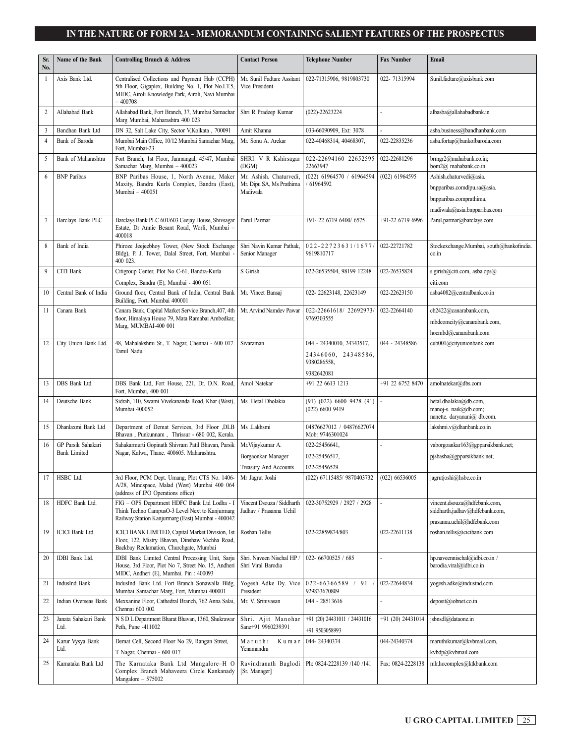## IN THE NATURE OF FORM 2A - MEMORANDUM CONTAINING SALIENT FEATURES OF THE PROSPECTUS

| Sr. No. | Name of the Bank | Controlling Branch & Address | Contact Person | Telephone Number | Fax Number | Email |
|---|---|---|---|---|---|---|
| 1 | Axis Bank Ltd. | Centralised Collections and Payment Hub (CCPH) 5th Floor, Gigaplex, Building No. 1, Plot No.I.T.5, MIDC, Airoli Knowledge Park, Airoli, Navi Mumbai – 400708 | Mr. Sunil Fadtare Assitant Vice President | 022-71315906, 9819803730 | 022- 71315994 | Sunil.fadtare@axisbank.com |
| 2 | Allahabad Bank | Allahabad Bank, Fort Branch, 37, Mumbai Samachar Marg Mumbai, Maharashtra 400 023 | Shri R Pradeep Kumar | (022)-22623224 | - | albasba@allahabadbank.in |
| 3 | Bandhan Bank Ltd | DN 32, Salt Lake City, Sector V,Kolkata , 700091 | Amit Khanna | 033-66090909, Ext: 3078 | - | asba.business@bandhanbank.com |
| 4 | Bank of Baroda | Mumbai Main Office, 10/12 Mumbai Samachar Marg, Fort, Mumbai-23 | Mr. Sonu A. Arekar | 022-40468314, 40468307, | 022-22835236 | asba.fortap@bankofbaroda.com |
| 5 | Bank of Maharashtra | Fort Branch, 1st Floor, Janmangal, 45/47, Mumbai Samachar Marg, Mumbai – 400023 | SHRI. V R Kshirsagar (DGM) | 022-22694160 22652595 22663947 | 022-22681296 | brmgr2@mahabank.co.in; bom2@ mahabank.co.in |
| 6 | BNP Paribas | BNP Paribas House, 1, North Avenue, Maker Maxity, Bandra Kurla Complex, Bandra (East), Mumbai – 400051 | Mr. Ashish. Chaturvedi, Mr. Dipu SA, Ms Prathima Madiwala | (022) 61964570 / 61964594 / 61964592 | (022) 61964595 | Ashish.chaturvedi@asia. bnpparibas.comdipu.sa@asia. bnpparibas.comprathima. madiwala@asia.bnpparibas.com |
| 7 | Barclays Bank PLC | Barclays Bank PLC 601/603 Ceejay House, Shivsagar Estate, Dr Annie Besant Road, Worli, Mumbai – 400018 | Parul Parmar | +91- 22 6719 6400/ 6575 | +91-22 6719 6996 | Parul.parmar@barclays.com |
| 8 | Bank of India | Phiroze Jeejeebhoy Tower, (New Stock Exchange Bldg), P. J. Tower, Dalal Street, Fort, Mumbai - 400 023. | Shri Navin Kumar Pathak, Senior Manager | 022-22723631/1677/ 9619810717 | 022-22721782 | Stockexchange.Mumbai, south@bankofindia.co.in |
| 9 | CITI Bank | Citigroup Center, Plot No C-61, Bandra-Kurla Complex, Bandra (E), Mumbai - 400 051 | S Girish | 022-26535504, 98199 12248 | 022-26535824 | s.girish@citi.com, asba.ops@ citi.com |
| 10 | Central Bank of India | Ground floor, Central Bank of India, Central Bank Building, Fort, Mumbai 400001 | Mr. Vineet Bansaj | 022- 22623148, 22623149 | 022-22623150 | asba4082@centralbank.co.in |
| 11 | Canara Bank | Canara Bank, Capital Market Service Branch,407, 4th floor, Himalaya House 79, Mata Ramabai Ambedkar, Marg, MUMBAI-400 001 | Mr. Arvind Namdev Pawar | 022-22661618/ 22692973/ 9769303555 | 022-22664140 | cb2422@canarabank.com, mbdcomcity@canarabank.com, hocmbd@canarabank.com |
| 12 | City Union Bank Ltd. | 48, Mahalakshmi St., T. Nagar, Chennai - 600 017. Tamil Nadu. | Sivaraman | 044 - 24340010, 24343517, 24346060, 24348586, 9380286558, 9382642081 | 044 - 24348586 | cub001@cityunionbank.com |
| 13 | DBS Bank Ltd. | DBS Bank Ltd, Fort House, 221, Dr. D.N. Road, Fort, Mumbai, 400 001 | Amol Natekar | +91 22 6613 1213 | +91 22 6752 8470 | amolnatekar@dbs.com |
| 14 | Deutsche Bank | Sidrah, 110, Swami Vivekananda Road, Khar (West), Mumbai 400052 | Ms. Hetal Dholakia | (91) (022) 6600 9428 (91) (022) 6600 9419 | - | hetal.dholakia@db.com, manoj-s. naik@db.com; nanette. daryanani@ db.com. |
| 15 | Dhanlaxmi Bank Ltd | Department of Demat Services, 3rd Floor ,DLB Bhavan , Punkunnam , Thrissur - 680 002, Kerala. | Ms .Lakhsmi | 04876627012 / 04876627074 Mob: 9746301024 | | lakshmi.v@dhanbank.co.in |
| 16 | GP Parsik Sahakari Bank Limited | Sahakarmurti Gopinath Shivram Patil Bhavan, Parsik Nagar, Kalwa, Thane. 400605. Maharashtra. | Mr.Vijaykumar A. Borgaonkar Manager Treasury And Accounts | 022-25456641, 022-25456517, 022-25456529 | - | vaborgoankar163@gpparsikbank.net; pjsbasba@gpparsikbank.net; |
| 17 | HSBC Ltd. | 3rd Floor, PCM Dept. Umang, Plot CTS No. 1406-A/28, Mindspace, Malad (West) Mumbai 400 064 (address of IPO Operations office) | Mr Jagrut Joshi | (022) 67115485/ 9870403732 | (022) 66536005 | jagrutjoshi@hsbc.co.in |
| 18 | HDFC Bank Ltd. | FIG – OPS Department HDFC Bank Ltd Lodha - I Think Techno CampusO-3 Level Next to Kanjurmarg Railway Station Kanjurmarg (East) Mumbai - 400042 | Vincent Dsouza / Siddharth Jadhav / Prasanna Uchil | 022-30752929 / 2927 / 2928 | - | vincent.dsouza@hdfcbank.com, siddharth.jadhav@hdfcbank.com, prasanna.uchil@hdfcbank.com |
| 19 | ICICI Bank Ltd. | ICICI BANK LIMITED, Capital Market Division, 1st Floor, 122, Mistry Bhavan, Dinshaw Vachha Road, Backbay Reclamation, Churchgate, Mumbai | Roshan Tellis | 022-22859874/803 | 022-22611138 | roshan.tellis@icicibank.com |
| 20 | IDBI Bank Ltd. | IDBI Bank Limited Central Processing Unit, Sarju House, 3rd Floor, Plot No 7, Street No. 15, Andheri MIDC, Andheri (E), Mumbai. Pin : 400093 | Shri. Naveen Nischal HP / Shri Viral Barodia | 022- 66700525 / 685 | - | hp.naveennischal@idbi.co.in / barodia.viral@idbi.co.in |
| 21 | IndusInd Bank | IndusInd Bank Ltd. Fort Branch Sonawalla Bldg, Mumbai Samachar Marg, Fort, Mumbai 400001 | Yogesh Adke Dy. Vice President | 022-66366589 / 91 / 929833670809 | 022-22644834 | yogesh.adke@indusind.com |
| 22 | Indian Overseas Bank | Mexxanine Floor, Cathedral Branch, 762 Anna Salai, Chennai 600 002 | Mr. V. Srinivasan | 044 - 28513616 | - | deposit@iobnet.co.in |
| 23 | Janata Sahakari Bank Ltd. | N S D L Department Bharat Bhavan, 1360, Shukrawar Peth, Pune -411002 | Shri. Ajit Manohar Sane+91 9960239391 | +91 (20) 24431011 / 24431016 +91 9503058993 | +91 (20) 24431014 | jsbnsdl@dataone.in |
| 24 | Karur Vysya Bank Ltd. | Demat Cell, Second Floor No 29, Rangan Street, T Nagar, Chennai - 600 017 | Maruthi Kumar Yenamandra | 044- 24340374 | 044-24340374 | maruthikumar@kvbmail.com, kvbdp@kvbmail.com |
| 25 | Karnataka Bank Ltd | The Karnataka Bank Ltd Mangalore–H O Complex Branch Mahaveera Circle Kankanady Mangalore – 575002 | Ravindranath Baglodi [Sr. Manager] | Ph: 0824-2228139 /140 /141 | Fax: 0824-2228138 | mlr.hocomplex@ktkbank.com |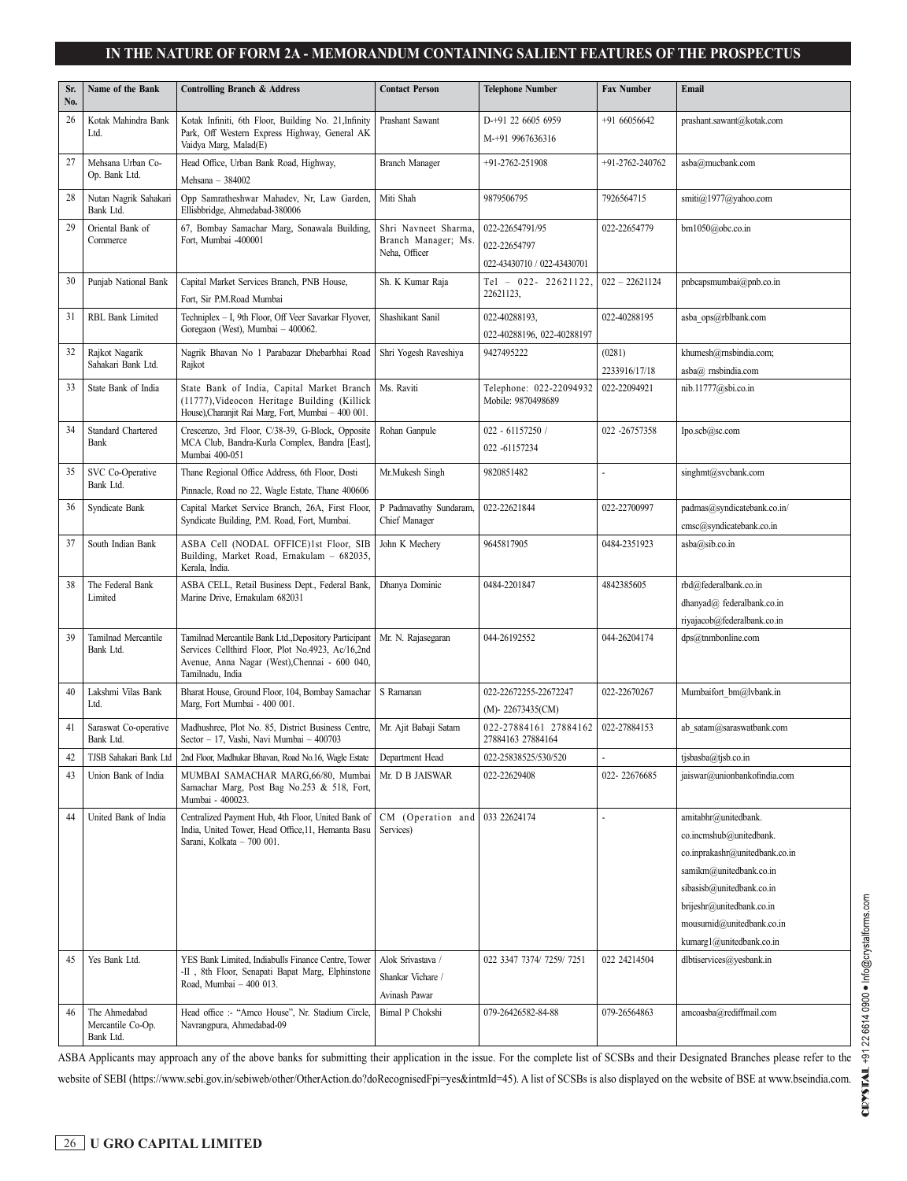## IN THE NATURE OF FORM 2A - MEMORANDUM CONTAINING SALIENT FEATURES OF THE PROSPECTUS

| Sr. No. | Name of the Bank | Controlling Branch & Address | Contact Person | Telephone Number | Fax Number | Email |
|---|---|---|---|---|---|---|
| 26 | Kotak Mahindra Bank Ltd. | Kotak Infiniti, 6th Floor, Building No. 21,Infinity Park, Off Western Express Highway, General AK Vaidya Marg, Malad(E) | Prashant Sawant | D-+91 22 6605 6959 M-+91 9967636316 | +91 66056642 | prashant.sawant@kotak.com |
| 27 | Mehsana Urban Co-Op. Bank Ltd. | Head Office, Urban Bank Road, Highway, Mehsana – 384002 | Branch Manager | +91-2762-251908 | +91-2762-240762 | asba@mucbank.com |
| 28 | Nutan Nagrik Sahakari Bank Ltd. | Opp Samratheshwar Mahadev, Nr, Law Garden, Ellisbridge, Ahmedabad-380006 | Miti Shah | 9879506795 | 7926564715 | smiti@1977@yahoo.com |
| 29 | Oriental Bank of Commerce | 67, Bombay Samachar Marg, Sonawala Building, Fort, Mumbai -400001 | Shri Navneet Sharma, Branch Manager; Ms. Neha, Officer | 022-22654791/95 022-22654797 022-43430710 / 022-43430701 | 022-22654779 | bm1050@obc.co.in |
| 30 | Punjab National Bank | Capital Market Services Branch, PNB House, Fort, Sir P.M.Road Mumbai | Sh. K Kumar Raja | Tel – 022- 22621122, 22621123, | 022 – 22621124 | pnbcapsmumbai@pnb.co.in |
| 31 | RBL Bank Limited | Techniplex – I, 9th Floor, Off Veer Savarkar Flyover, Goregaon (West), Mumbai – 400062. | Shashikant Sanil | 022-40288193, 022-40288196, 022-40288197 | 022-40288195 | asba_ops@rblbank.com |
| 32 | Rajkot Nagarik Sahakari Bank Ltd. | Nagrik Bhavan No 1 Parabazar Dhebarbhai Road Rajkot | Shri Yogesh Raveshiya | 9427495222 | (0281) 2233916/17/18 | khumesh@rnsbindia.com; asba@ rnsbindia.com |
| 33 | State Bank of India | State Bank of India, Capital Market Branch (11777),Videocon Heritage Building (Killick House),Charanjit Rai Marg, Fort, Mumbai – 400 001. | Ms. Raviti | Telephone: 022-22094932 Mobile: 9870498689 | 022-22094921 | nib.11777@sbi.co.in |
| 34 | Standard Chartered Bank | Crescenzo, 3rd Floor, C/38-39, G-Block, Opposite MCA Club, Bandra-Kurla Complex, Bandra [East], Mumbai 400-051 | Rohan Ganpule | 022 - 61157250 / 022 -61157234 | 022 -26757358 | Ipo.scb@sc.com |
| 35 | SVC Co-Operative Bank Ltd. | Thane Regional Office Address, 6th Floor, Dosti Pinnacle, Road no 22, Wagle Estate, Thane 400606 | Mr.Mukesh Singh | 9820851482 | - | singhmt@svcbank.com |
| 36 | Syndicate Bank | Capital Market Service Branch, 26A, First Floor, Syndicate Building, P.M. Road, Fort, Mumbai. | P Padmavathy Sundaram, Chief Manager | 022-22621844 | 022-22700997 | padmas@syndicatebank.co.in/ cmsc@syndicatebank.co.in |
| 37 | South Indian Bank | ASBA Cell (NODAL OFFICE)1st Floor, SIB Building, Market Road, Ernakulam – 682035, Kerala, India. | John K Mechery | 9645817905 | 0484-2351923 | asba@sib.co.in |
| 38 | The Federal Bank Limited | ASBA CELL, Retail Business Dept., Federal Bank, Marine Drive, Ernakulam 682031 | Dhanya Dominic | 0484-2201847 | 4842385605 | rbd@federalbank.co.in dhanyad@ federalbank.co.in riyajacob@federalbank.co.in |
| 39 | Tamilnad Mercantile Bank Ltd. | Tamilnad Mercantile Bank Ltd.,Depository Participant Services Cellthird Floor, Plot No.4923, Ac/16,2nd Avenue, Anna Nagar (West),Chennai - 600 040, Tamilnadu, India | Mr. N. Rajasegaran | 044-26192552 | 044-26204174 | dps@tmbonline.com |
| 40 | Lakshmi Vilas Bank Ltd. | Bharat House, Ground Floor, 104, Bombay Samachar Marg, Fort Mumbai - 400 001. | S Ramanan | 022-22672255-22672247 (M)- 22673435(CM) | 022-22670267 | Mumbaifort_bm@lvbank.in |
| 41 | Saraswat Co-operative Bank Ltd. | Madhushree, Plot No. 85, District Business Centre, Sector – 17, Vashi, Navi Mumbai – 400703 | Mr. Ajit Babaji Satam | 022-27884161 27884162 27884163 27884164 | 022-27884153 | ab_satam@saraswatbank.com |
| 42 | TJSB Sahakari Bank Ltd | 2nd Floor, Madhukar Bhavan, Road No.16, Wagle Estate | Department Head | 022-25838525/530/520 | - | tjsbasba@tjsb.co.in |
| 43 | Union Bank of India | MUMBAI SAMACHAR MARG,66/80, Mumbai Samachar Marg, Post Bag No.253 & 518, Fort, Mumbai - 400023. | Mr. D B JAISWAR | 022-22629408 | 022- 22676685 | jaiswar@unionbankofindia.com |
| 44 | United Bank of India | Centralized Payment Hub, 4th Floor, United Bank of India, United Tower, Head Office,11, Hemanta Basu Sarani, Kolkata – 700 001. | CM (Operation and Services) | 033 22624174 | - | amitabhr@unitedbank. co.incmshub@unitedbank. co.inprakashr@unitedbank.co.in samirkm@unitedbank.co.in sibasisb@unitedbank.co.in brijeshr@unitedbank.co.in mousumid@unitedbank.co.in kumarg1@unitedbank.co.in |
| 45 | Yes Bank Ltd. | YES Bank Limited, Indiabulls Finance Centre, Tower -II , 8th Floor, Senapati Bapat Marg, Elphinstone Road, Mumbai – 400 013. | Alok Srivastava / Shankar Vichare / Avinash Pawar | 022 3347 7374/ 7259/ 7251 | 022 24214504 | dlbtiservices@yesbank.in |
| 46 | The Ahmedabad Mercantile Co-Op. Bank Ltd. | Head office :- "Amco House", Nr. Stadium Circle, Navrangpura, Ahmedabad-09 | Bimal P Chokshi | 079-26426582-84-88 | 079-26564863 | amcoasba@rediffmail.com |

ASBA Applicants may approach any of the above banks for submitting their application in the issue. For the complete list of SCSBs and their Designated Branches please refer to the website of SEBI (https://www.sebi.gov.in/sebiweb/other/OtherAction.do?doRecognisedFpi=yes&intmId=45). A list of SCSBs is also displayed on the website of BSE at www.bseindia.com.